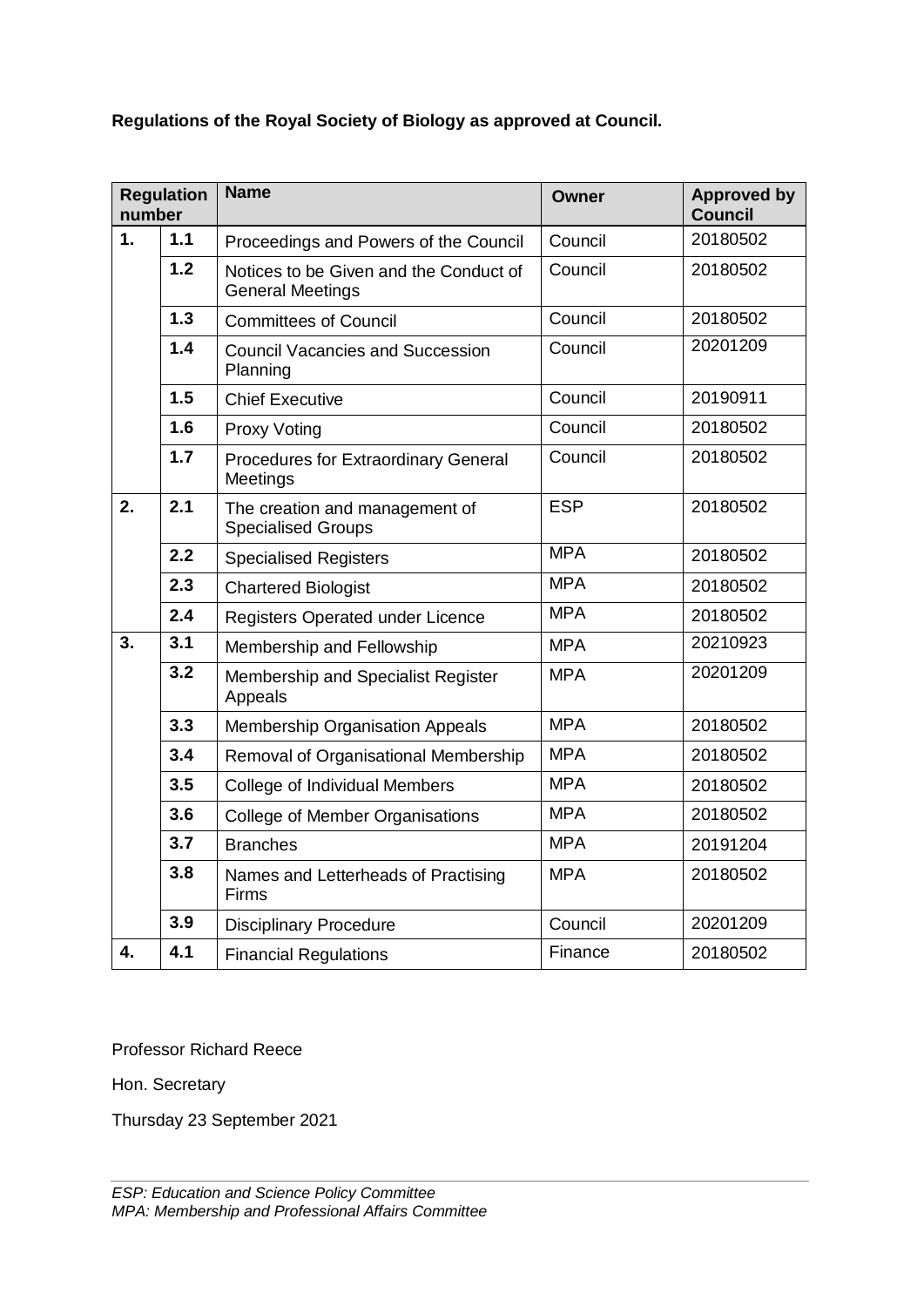**Regulations of the Royal Society of Biology as approved at Council.**

| Regulation number | | Name | Owner | Approved by Council |
|---|---|---|---|---|
| 1. | 1.1 | Proceedings and Powers of the Council | Council | 20180502 |
| | 1.2 | Notices to be Given and the Conduct of General Meetings | Council | 20180502 |
| | 1.3 | Committees of Council | Council | 20180502 |
| | 1.4 | Council Vacancies and Succession Planning | Council | 20201209 |
| | 1.5 | Chief Executive | Council | 20190911 |
| | 1.6 | Proxy Voting | Council | 20180502 |
| | 1.7 | Procedures for Extraordinary General Meetings | Council | 20180502 |
| 2. | 2.1 | The creation and management of Specialised Groups | ESP | 20180502 |
| | 2.2 | Specialised Registers | MPA | 20180502 |
| | 2.3 | Chartered Biologist | MPA | 20180502 |
| | 2.4 | Registers Operated under Licence | MPA | 20180502 |
| 3. | 3.1 | Membership and Fellowship | MPA | 20210923 |
| | 3.2 | Membership and Specialist Register Appeals | MPA | 20201209 |
| | 3.3 | Membership Organisation Appeals | MPA | 20180502 |
| | 3.4 | Removal of Organisational Membership | MPA | 20180502 |
| | 3.5 | College of Individual Members | MPA | 20180502 |
| | 3.6 | College of Member Organisations | MPA | 20180502 |
| | 3.7 | Branches | MPA | 20191204 |
| | 3.8 | Names and Letterheads of Practising Firms | MPA | 20180502 |
| | 3.9 | Disciplinary Procedure | Council | 20201209 |
| 4. | 4.1 | Financial Regulations | Finance | 20180502 |

Professor Richard Reece

Hon. Secretary

Thursday 23 September 2021

*ESP: Education and Science Policy Committee*
*MPA: Membership and Professional Affairs Committee*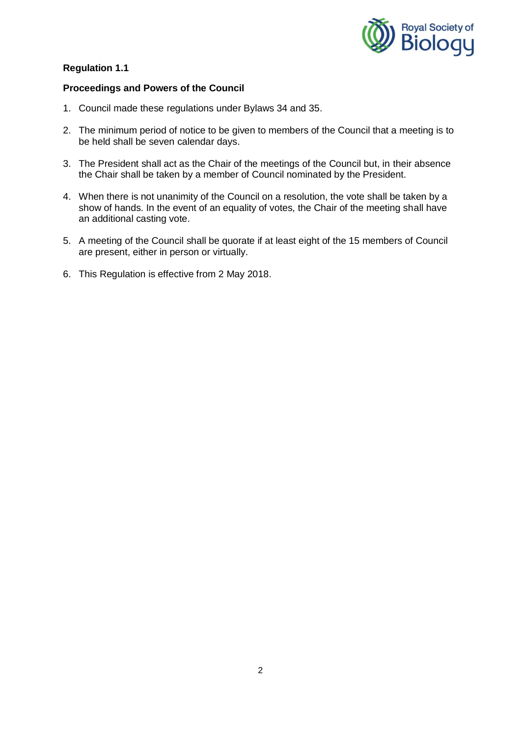**Regulation 1.1**

**Proceedings and Powers of the Council**

1. Council made these regulations under Bylaws 34 and 35.
2. The minimum period of notice to be given to members of the Council that a meeting is to be held shall be seven calendar days.
3. The President shall act as the Chair of the meetings of the Council but, in their absence the Chair shall be taken by a member of Council nominated by the President.
4. When there is not unanimity of the Council on a resolution, the vote shall be taken by a show of hands. In the event of an equality of votes, the Chair of the meeting shall have an additional casting vote.
5. A meeting of the Council shall be quorate if at least eight of the 15 members of Council are present, either in person or virtually.
6. This Regulation is effective from 2 May 2018.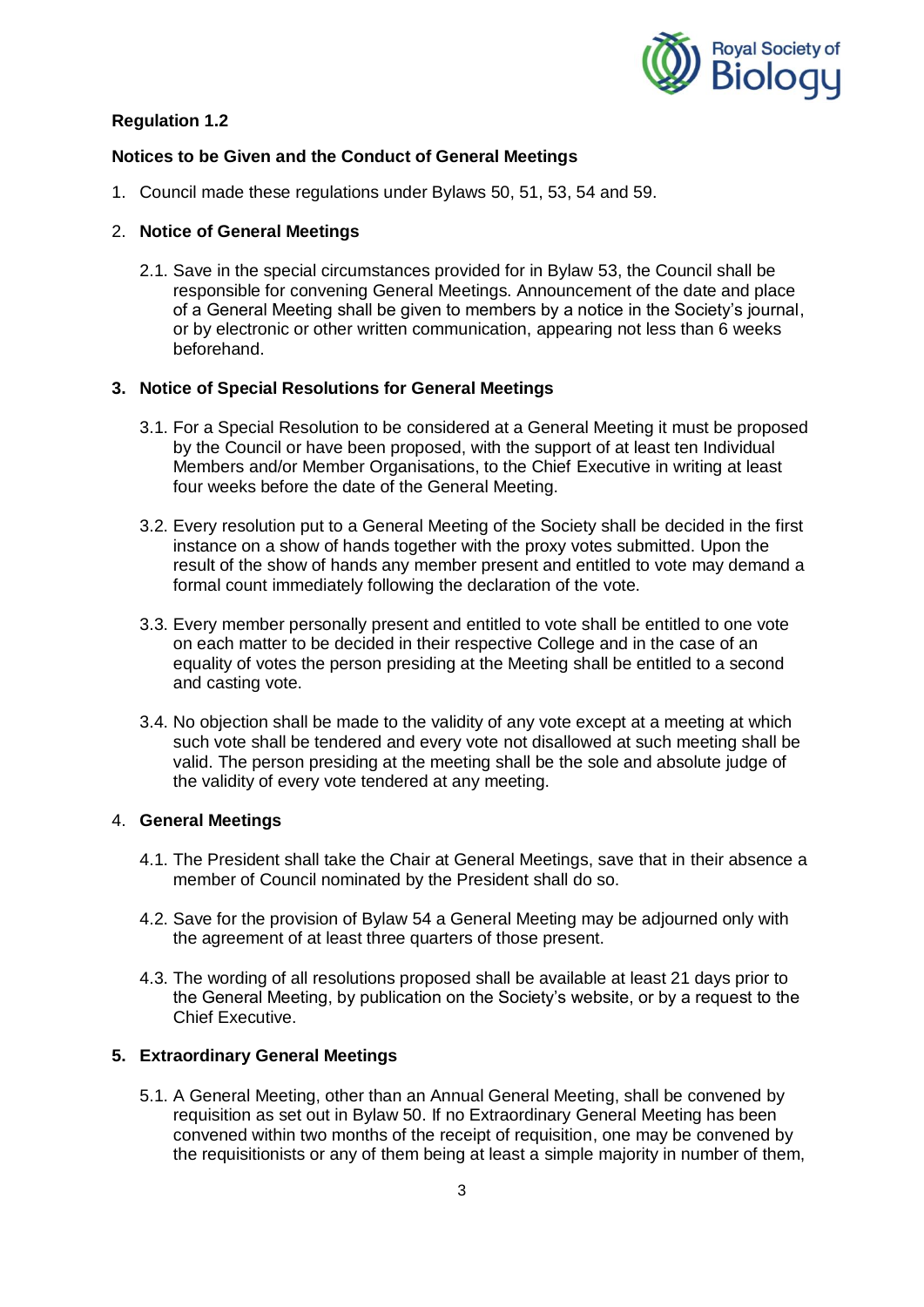**Regulation 1.2**

**Notices to be Given and the Conduct of General Meetings**

1. Council made these regulations under Bylaws 50, 51, 53, 54 and 59.

2. **Notice of General Meetings**

   2.1. Save in the special circumstances provided for in Bylaw 53, the Council shall be responsible for convening General Meetings. Announcement of the date and place of a General Meeting shall be given to members by a notice in the Society's journal, or by electronic or other written communication, appearing not less than 6 weeks beforehand.

3. **Notice of Special Resolutions for General Meetings**

   3.1. For a Special Resolution to be considered at a General Meeting it must be proposed by the Council or have been proposed, with the support of at least ten Individual Members and/or Member Organisations, to the Chief Executive in writing at least four weeks before the date of the General Meeting.

   3.2. Every resolution put to a General Meeting of the Society shall be decided in the first instance on a show of hands together with the proxy votes submitted. Upon the result of the show of hands any member present and entitled to vote may demand a formal count immediately following the declaration of the vote.

   3.3. Every member personally present and entitled to vote shall be entitled to one vote on each matter to be decided in their respective College and in the case of an equality of votes the person presiding at the Meeting shall be entitled to a second and casting vote.

   3.4. No objection shall be made to the validity of any vote except at a meeting at which such vote shall be tendered and every vote not disallowed at such meeting shall be valid. The person presiding at the meeting shall be the sole and absolute judge of the validity of every vote tendered at any meeting.

4. **General Meetings**

   4.1. The President shall take the Chair at General Meetings, save that in their absence a member of Council nominated by the President shall do so.

   4.2. Save for the provision of Bylaw 54 a General Meeting may be adjourned only with the agreement of at least three quarters of those present.

   4.3. The wording of all resolutions proposed shall be available at least 21 days prior to the General Meeting, by publication on the Society's website, or by a request to the Chief Executive.

5. **Extraordinary General Meetings**

   5.1. A General Meeting, other than an Annual General Meeting, shall be convened by requisition as set out in Bylaw 50. If no Extraordinary General Meeting has been convened within two months of the receipt of requisition, one may be convened by the requisitionists or any of them being at least a simple majority in number of them,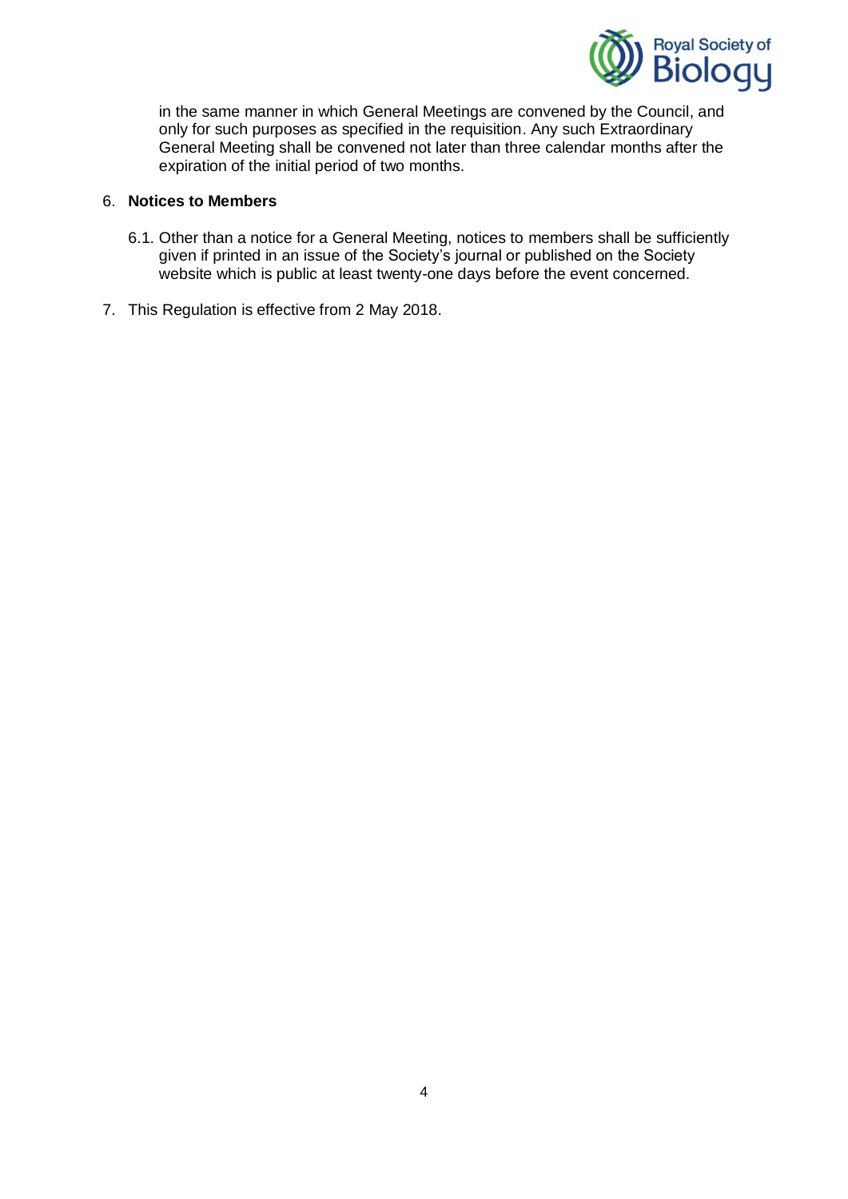in the same manner in which General Meetings are convened by the Council, and only for such purposes as specified in the requisition. Any such Extraordinary General Meeting shall be convened not later than three calendar months after the expiration of the initial period of two months.

6. **Notices to Members**

    6.1. Other than a notice for a General Meeting, notices to members shall be sufficiently given if printed in an issue of the Society's journal or published on the Society website which is public at least twenty-one days before the event concerned.

7. This Regulation is effective from 2 May 2018.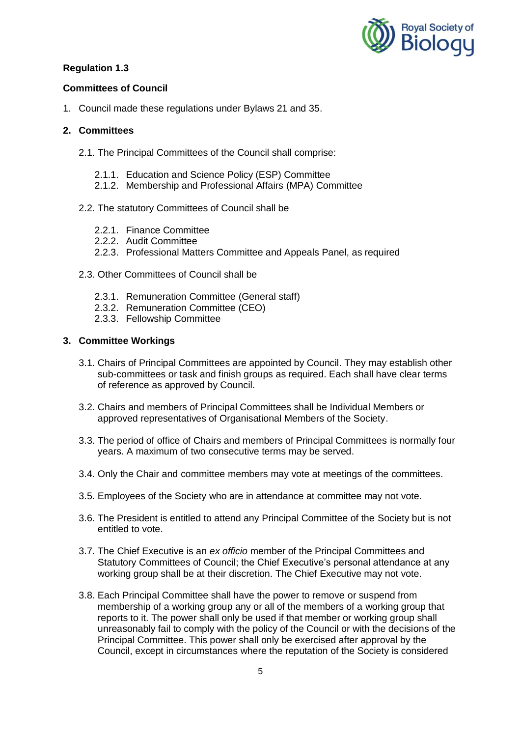**Regulation 1.3**

**Committees of Council**

1. Council made these regulations under Bylaws 21 and 35.

**2. Committees**

2.1. The Principal Committees of the Council shall comprise:

2.1.1. Education and Science Policy (ESP) Committee
2.1.2. Membership and Professional Affairs (MPA) Committee

2.2. The statutory Committees of Council shall be

2.2.1. Finance Committee
2.2.2. Audit Committee
2.2.3. Professional Matters Committee and Appeals Panel, as required

2.3. Other Committees of Council shall be

2.3.1. Remuneration Committee (General staff)
2.3.2. Remuneration Committee (CEO)
2.3.3. Fellowship Committee

**3. Committee Workings**

3.1. Chairs of Principal Committees are appointed by Council. They may establish other sub-committees or task and finish groups as required. Each shall have clear terms of reference as approved by Council.

3.2. Chairs and members of Principal Committees shall be Individual Members or approved representatives of Organisational Members of the Society.

3.3. The period of office of Chairs and members of Principal Committees is normally four years. A maximum of two consecutive terms may be served.

3.4. Only the Chair and committee members may vote at meetings of the committees.

3.5. Employees of the Society who are in attendance at committee may not vote.

3.6. The President is entitled to attend any Principal Committee of the Society but is not entitled to vote.

3.7. The Chief Executive is an *ex officio* member of the Principal Committees and Statutory Committees of Council; the Chief Executive's personal attendance at any working group shall be at their discretion. The Chief Executive may not vote.

3.8. Each Principal Committee shall have the power to remove or suspend from membership of a working group any or all of the members of a working group that reports to it. The power shall only be used if that member or working group shall unreasonably fail to comply with the policy of the Council or with the decisions of the Principal Committee. This power shall only be exercised after approval by the Council, except in circumstances where the reputation of the Society is considered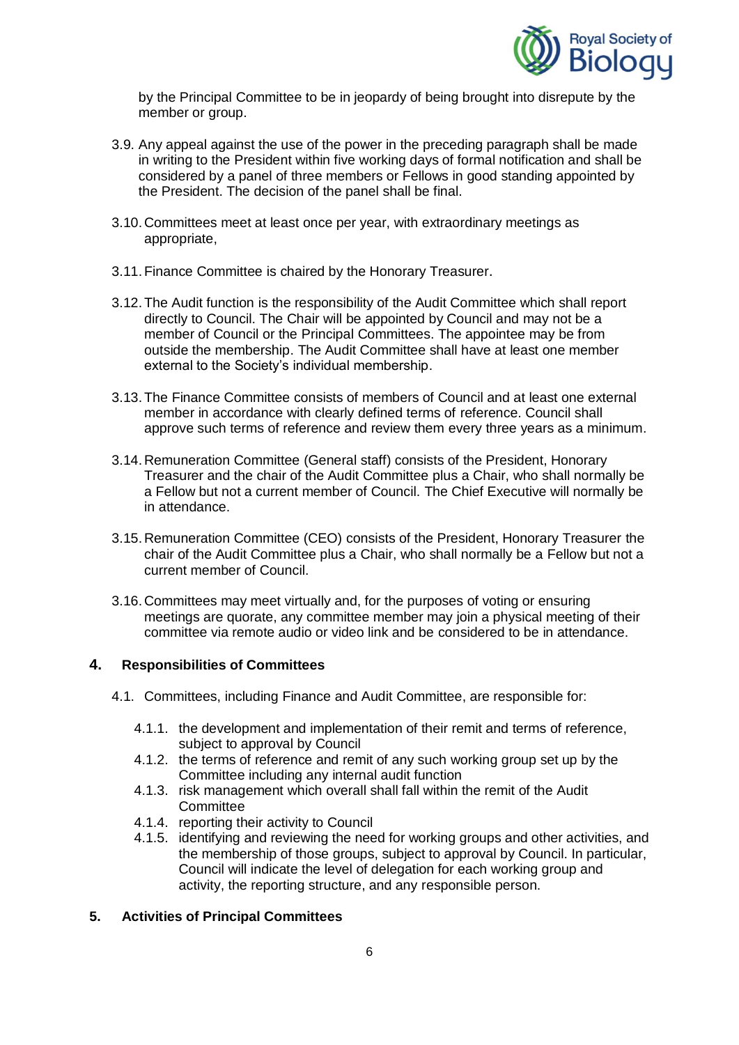by the Principal Committee to be in jeopardy of being brought into disrepute by the member or group.

3.9. Any appeal against the use of the power in the preceding paragraph shall be made in writing to the President within five working days of formal notification and shall be considered by a panel of three members or Fellows in good standing appointed by the President. The decision of the panel shall be final.

3.10. Committees meet at least once per year, with extraordinary meetings as appropriate,

3.11. Finance Committee is chaired by the Honorary Treasurer.

3.12. The Audit function is the responsibility of the Audit Committee which shall report directly to Council. The Chair will be appointed by Council and may not be a member of Council or the Principal Committees. The appointee may be from outside the membership. The Audit Committee shall have at least one member external to the Society's individual membership.

3.13. The Finance Committee consists of members of Council and at least one external member in accordance with clearly defined terms of reference. Council shall approve such terms of reference and review them every three years as a minimum.

3.14. Remuneration Committee (General staff) consists of the President, Honorary Treasurer and the chair of the Audit Committee plus a Chair, who shall normally be a Fellow but not a current member of Council. The Chief Executive will normally be in attendance.

3.15. Remuneration Committee (CEO) consists of the President, Honorary Treasurer the chair of the Audit Committee plus a Chair, who shall normally be a Fellow but not a current member of Council.

3.16. Committees may meet virtually and, for the purposes of voting or ensuring meetings are quorate, any committee member may join a physical meeting of their committee via remote audio or video link and be considered to be in attendance.

## 4. Responsibilities of Committees

4.1. Committees, including Finance and Audit Committee, are responsible for:

4.1.1. the development and implementation of their remit and terms of reference, subject to approval by Council

4.1.2. the terms of reference and remit of any such working group set up by the Committee including any internal audit function

4.1.3. risk management which overall shall fall within the remit of the Audit Committee

4.1.4. reporting their activity to Council

4.1.5. identifying and reviewing the need for working groups and other activities, and the membership of those groups, subject to approval by Council. In particular, Council will indicate the level of delegation for each working group and activity, the reporting structure, and any responsible person.

## 5. Activities of Principal Committees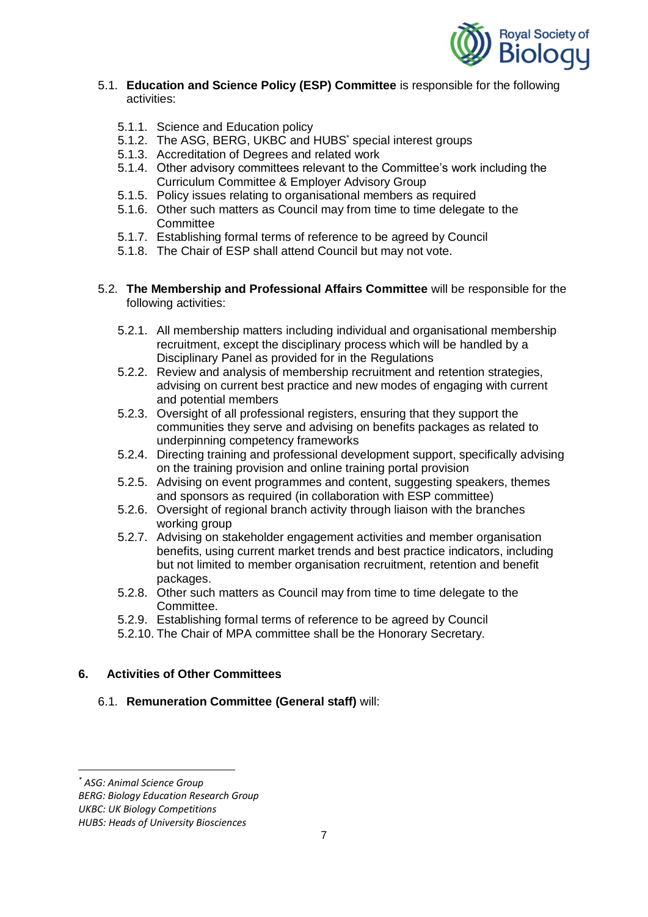5.1. **Education and Science Policy (ESP) Committee** is responsible for the following activities:

- 5.1.1. Science and Education policy
- 5.1.2. The ASG, BERG, UKBC and HUBS* special interest groups
- 5.1.3. Accreditation of Degrees and related work
- 5.1.4. Other advisory committees relevant to the Committee's work including the Curriculum Committee & Employer Advisory Group
- 5.1.5. Policy issues relating to organisational members as required
- 5.1.6. Other such matters as Council may from time to time delegate to the Committee
- 5.1.7. Establishing formal terms of reference to be agreed by Council
- 5.1.8. The Chair of ESP shall attend Council but may not vote.

5.2. **The Membership and Professional Affairs Committee** will be responsible for the following activities:

- 5.2.1. All membership matters including individual and organisational membership recruitment, except the disciplinary process which will be handled by a Disciplinary Panel as provided for in the Regulations
- 5.2.2. Review and analysis of membership recruitment and retention strategies, advising on current best practice and new modes of engaging with current and potential members
- 5.2.3. Oversight of all professional registers, ensuring that they support the communities they serve and advising on benefits packages as related to underpinning competency frameworks
- 5.2.4. Directing training and professional development support, specifically advising on the training provision and online training portal provision
- 5.2.5. Advising on event programmes and content, suggesting speakers, themes and sponsors as required (in collaboration with ESP committee)
- 5.2.6. Oversight of regional branch activity through liaison with the branches working group
- 5.2.7. Advising on stakeholder engagement activities and member organisation benefits, using current market trends and best practice indicators, including but not limited to member organisation recruitment, retention and benefit packages.
- 5.2.8. Other such matters as Council may from time to time delegate to the Committee.
- 5.2.9. Establishing formal terms of reference to be agreed by Council
- 5.2.10. The Chair of MPA committee shall be the Honorary Secretary.

## 6. Activities of Other Committees

6.1. **Remuneration Committee (General staff)** will:

---

*\* ASG: Animal Science Group*
*BERG: Biology Education Research Group*
*UKBC: UK Biology Competitions*
*HUBS: Heads of University Biosciences*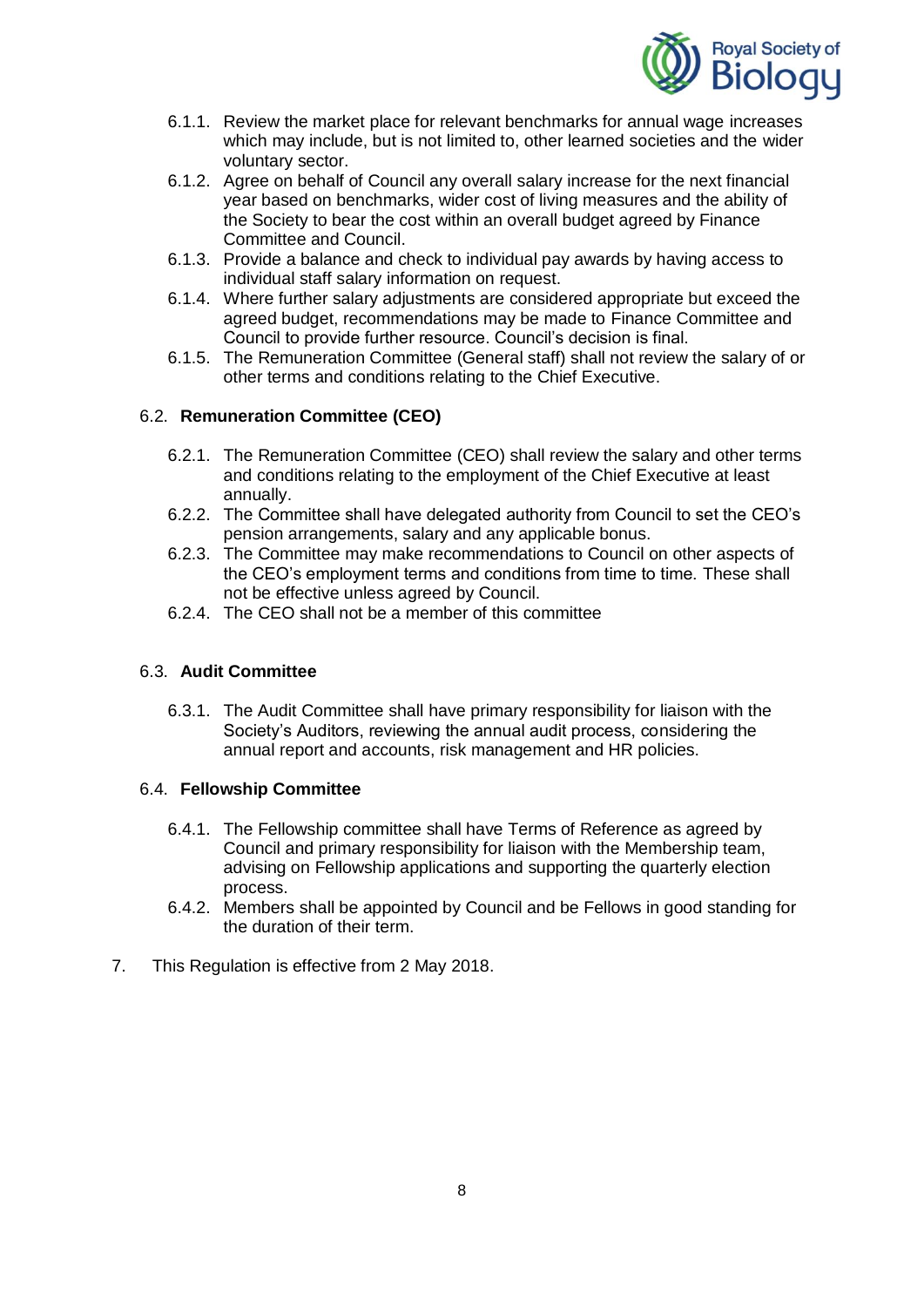6.1.1. Review the market place for relevant benchmarks for annual wage increases which may include, but is not limited to, other learned societies and the wider voluntary sector.

6.1.2. Agree on behalf of Council any overall salary increase for the next financial year based on benchmarks, wider cost of living measures and the ability of the Society to bear the cost within an overall budget agreed by Finance Committee and Council.

6.1.3. Provide a balance and check to individual pay awards by having access to individual staff salary information on request.

6.1.4. Where further salary adjustments are considered appropriate but exceed the agreed budget, recommendations may be made to Finance Committee and Council to provide further resource. Council's decision is final.

6.1.5. The Remuneration Committee (General staff) shall not review the salary of or other terms and conditions relating to the Chief Executive.

6.2. **Remuneration Committee (CEO)**

6.2.1. The Remuneration Committee (CEO) shall review the salary and other terms and conditions relating to the employment of the Chief Executive at least annually.

6.2.2. The Committee shall have delegated authority from Council to set the CEO's pension arrangements, salary and any applicable bonus.

6.2.3. The Committee may make recommendations to Council on other aspects of the CEO's employment terms and conditions from time to time. These shall not be effective unless agreed by Council.

6.2.4. The CEO shall not be a member of this committee

6.3. **Audit Committee**

6.3.1. The Audit Committee shall have primary responsibility for liaison with the Society's Auditors, reviewing the annual audit process, considering the annual report and accounts, risk management and HR policies.

6.4. **Fellowship Committee**

6.4.1. The Fellowship committee shall have Terms of Reference as agreed by Council and primary responsibility for liaison with the Membership team, advising on Fellowship applications and supporting the quarterly election process.

6.4.2. Members shall be appointed by Council and be Fellows in good standing for the duration of their term.

7. This Regulation is effective from 2 May 2018.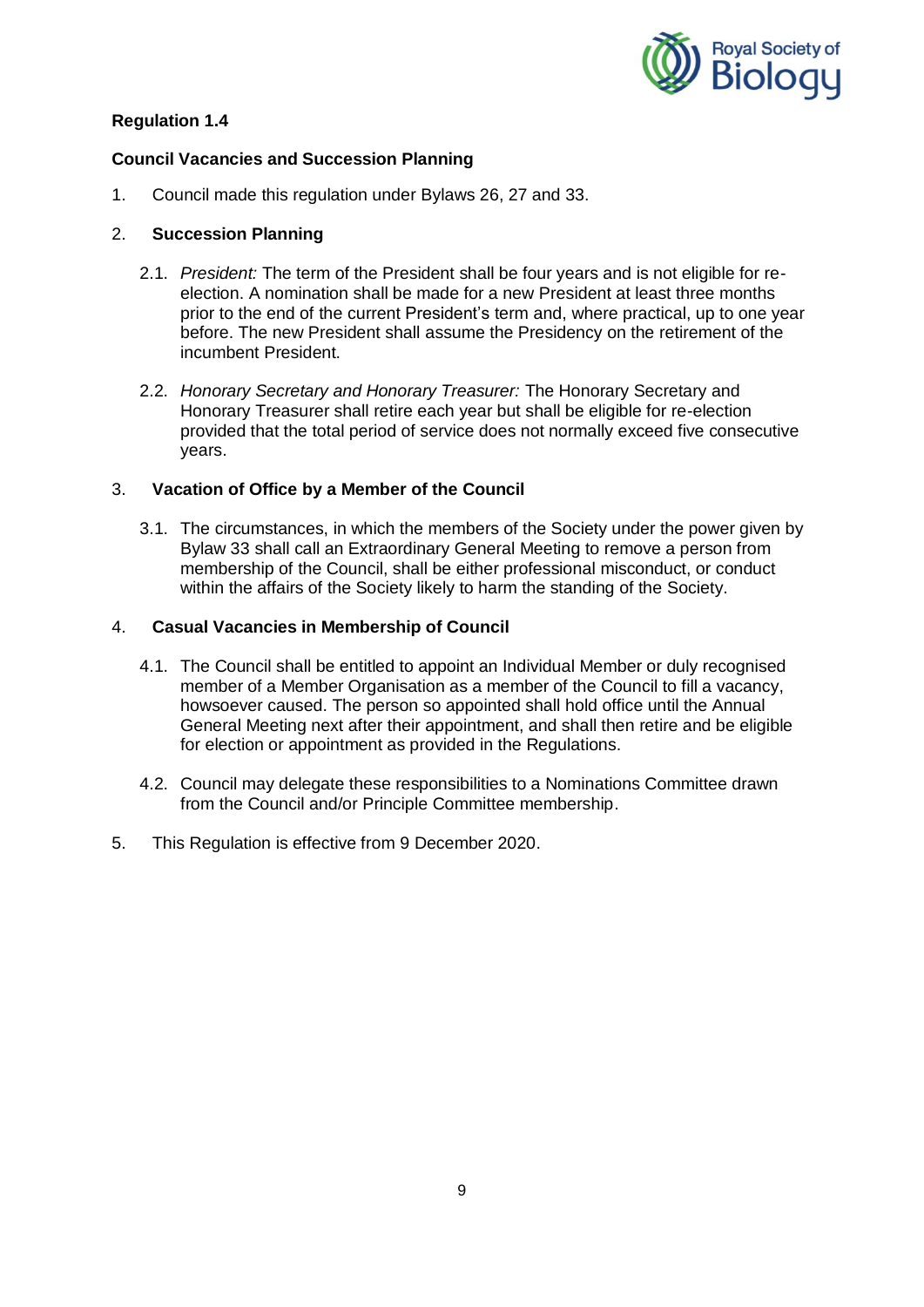## Regulation 1.4

### Council Vacancies and Succession Planning

1. Council made this regulation under Bylaws 26, 27 and 33.

2. **Succession Planning**

   2.1. *President:* The term of the President shall be four years and is not eligible for re-election. A nomination shall be made for a new President at least three months prior to the end of the current President's term and, where practical, up to one year before. The new President shall assume the Presidency on the retirement of the incumbent President.

   2.2. *Honorary Secretary and Honorary Treasurer:* The Honorary Secretary and Honorary Treasurer shall retire each year but shall be eligible for re-election provided that the total period of service does not normally exceed five consecutive years.

3. **Vacation of Office by a Member of the Council**

   3.1. The circumstances, in which the members of the Society under the power given by Bylaw 33 shall call an Extraordinary General Meeting to remove a person from membership of the Council, shall be either professional misconduct, or conduct within the affairs of the Society likely to harm the standing of the Society.

4. **Casual Vacancies in Membership of Council**

   4.1. The Council shall be entitled to appoint an Individual Member or duly recognised member of a Member Organisation as a member of the Council to fill a vacancy, howsoever caused. The person so appointed shall hold office until the Annual General Meeting next after their appointment, and shall then retire and be eligible for election or appointment as provided in the Regulations.

   4.2. Council may delegate these responsibilities to a Nominations Committee drawn from the Council and/or Principle Committee membership.

5. This Regulation is effective from 9 December 2020.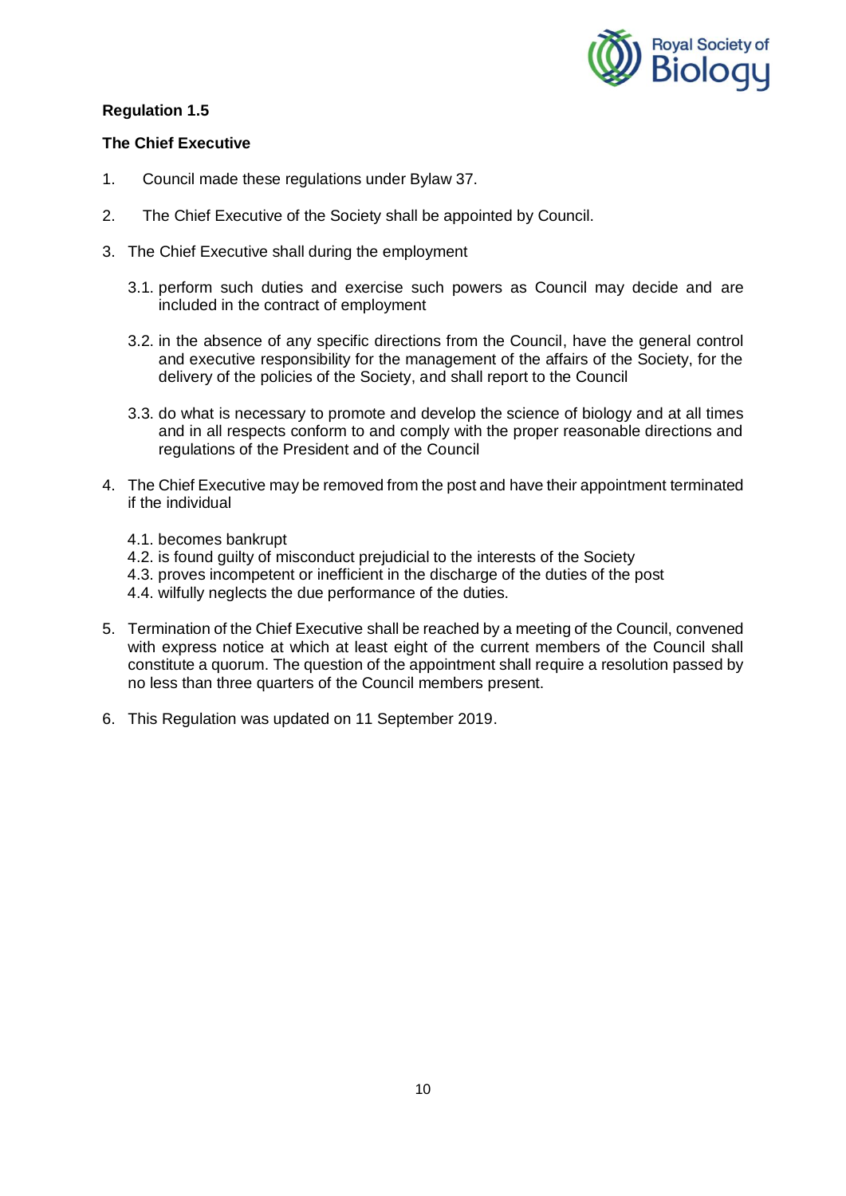## Regulation 1.5

### The Chief Executive

1. Council made these regulations under Bylaw 37.

2. The Chief Executive of the Society shall be appointed by Council.

3. The Chief Executive shall during the employment

   3.1. perform such duties and exercise such powers as Council may decide and are included in the contract of employment

   3.2. in the absence of any specific directions from the Council, have the general control and executive responsibility for the management of the affairs of the Society, for the delivery of the policies of the Society, and shall report to the Council

   3.3. do what is necessary to promote and develop the science of biology and at all times and in all respects conform to and comply with the proper reasonable directions and regulations of the President and of the Council

4. The Chief Executive may be removed from the post and have their appointment terminated if the individual

   4.1. becomes bankrupt
   4.2. is found guilty of misconduct prejudicial to the interests of the Society
   4.3. proves incompetent or inefficient in the discharge of the duties of the post
   4.4. wilfully neglects the due performance of the duties.

5. Termination of the Chief Executive shall be reached by a meeting of the Council, convened with express notice at which at least eight of the current members of the Council shall constitute a quorum. The question of the appointment shall require a resolution passed by no less than three quarters of the Council members present.

6. This Regulation was updated on 11 September 2019.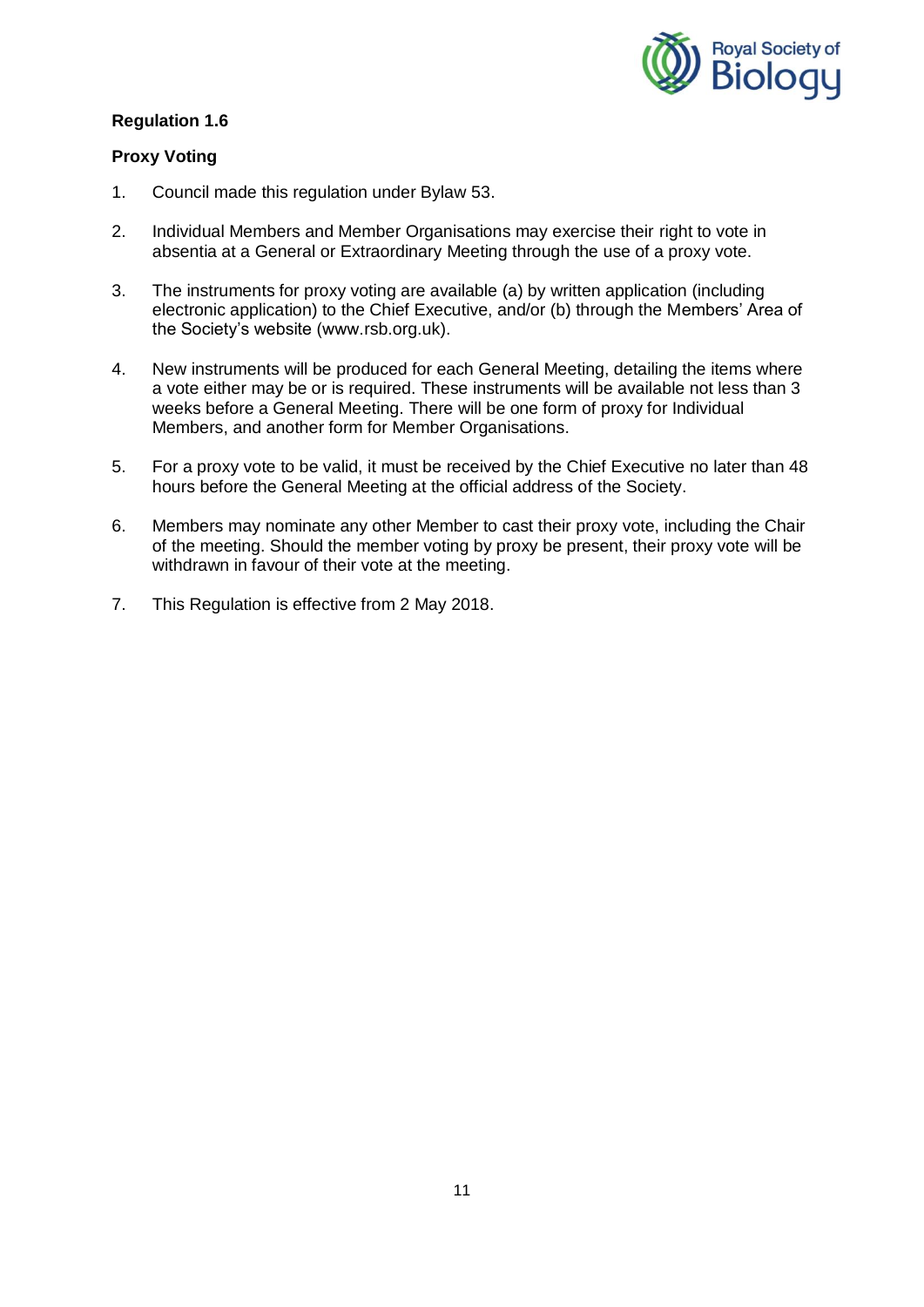## Regulation 1.6

### Proxy Voting

1. Council made this regulation under Bylaw 53.

2. Individual Members and Member Organisations may exercise their right to vote in absentia at a General or Extraordinary Meeting through the use of a proxy vote.

3. The instruments for proxy voting are available (a) by written application (including electronic application) to the Chief Executive, and/or (b) through the Members' Area of the Society's website (www.rsb.org.uk).

4. New instruments will be produced for each General Meeting, detailing the items where a vote either may be or is required. These instruments will be available not less than 3 weeks before a General Meeting. There will be one form of proxy for Individual Members, and another form for Member Organisations.

5. For a proxy vote to be valid, it must be received by the Chief Executive no later than 48 hours before the General Meeting at the official address of the Society.

6. Members may nominate any other Member to cast their proxy vote, including the Chair of the meeting. Should the member voting by proxy be present, their proxy vote will be withdrawn in favour of their vote at the meeting.

7. This Regulation is effective from 2 May 2018.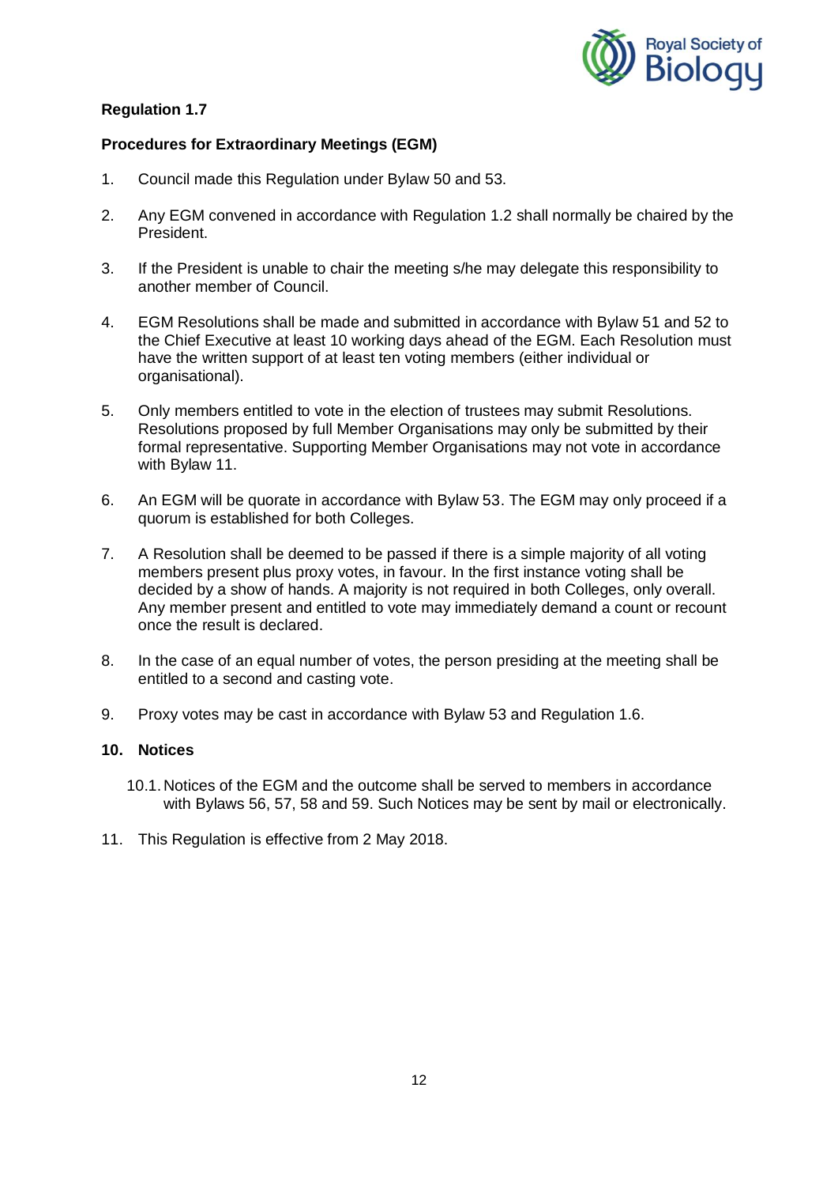**Regulation 1.7**

**Procedures for Extraordinary Meetings (EGM)**

1. Council made this Regulation under Bylaw 50 and 53.

2. Any EGM convened in accordance with Regulation 1.2 shall normally be chaired by the President.

3. If the President is unable to chair the meeting s/he may delegate this responsibility to another member of Council.

4. EGM Resolutions shall be made and submitted in accordance with Bylaw 51 and 52 to the Chief Executive at least 10 working days ahead of the EGM. Each Resolution must have the written support of at least ten voting members (either individual or organisational).

5. Only members entitled to vote in the election of trustees may submit Resolutions. Resolutions proposed by full Member Organisations may only be submitted by their formal representative. Supporting Member Organisations may not vote in accordance with Bylaw 11.

6. An EGM will be quorate in accordance with Bylaw 53. The EGM may only proceed if a quorum is established for both Colleges.

7. A Resolution shall be deemed to be passed if there is a simple majority of all voting members present plus proxy votes, in favour. In the first instance voting shall be decided by a show of hands. A majority is not required in both Colleges, only overall. Any member present and entitled to vote may immediately demand a count or recount once the result is declared.

8. In the case of an equal number of votes, the person presiding at the meeting shall be entitled to a second and casting vote.

9. Proxy votes may be cast in accordance with Bylaw 53 and Regulation 1.6.

**10. Notices**

10.1. Notices of the EGM and the outcome shall be served to members in accordance with Bylaws 56, 57, 58 and 59. Such Notices may be sent by mail or electronically.

11. This Regulation is effective from 2 May 2018.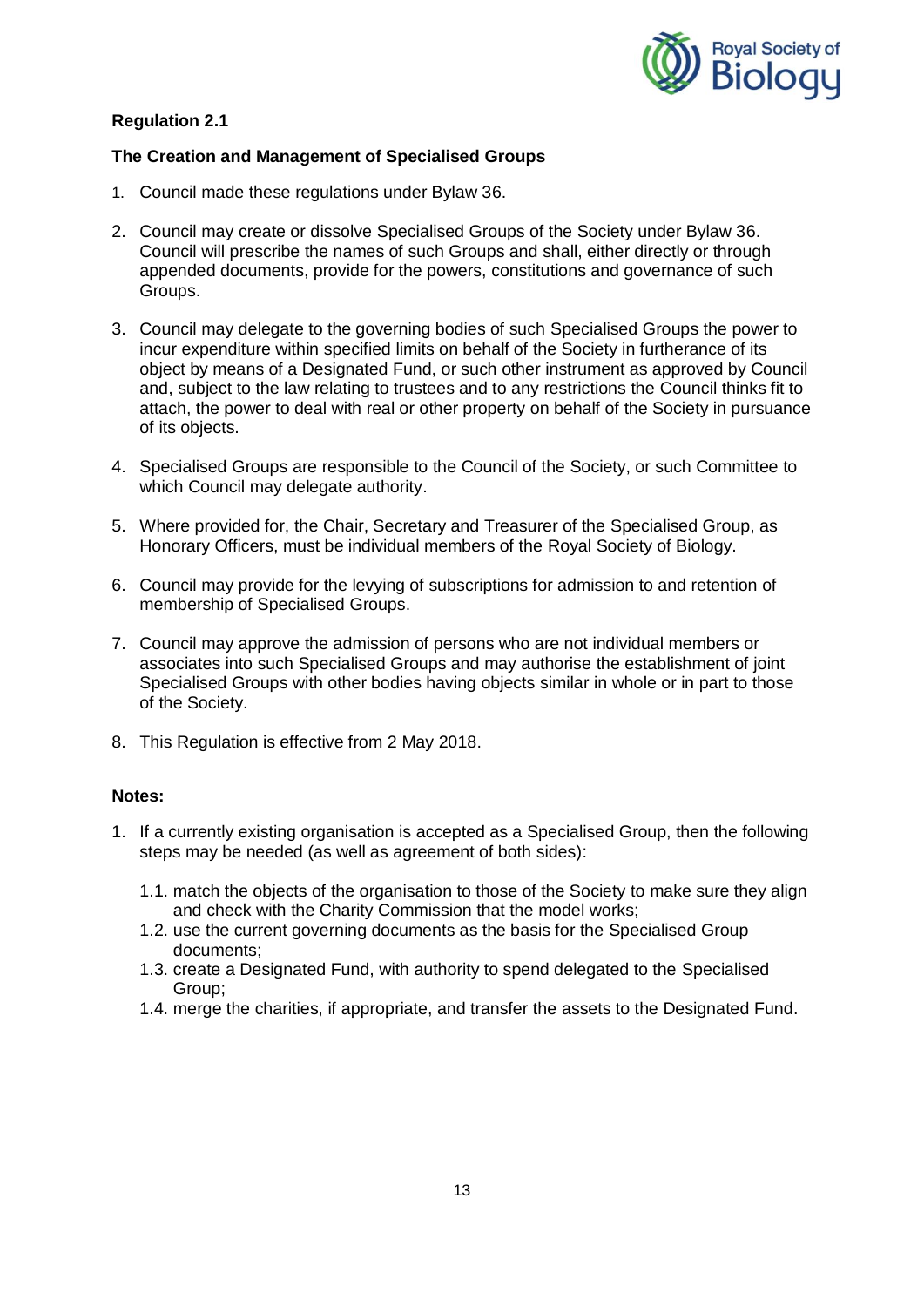**Regulation 2.1**

**The Creation and Management of Specialised Groups**

1. Council made these regulations under Bylaw 36.
2. Council may create or dissolve Specialised Groups of the Society under Bylaw 36. Council will prescribe the names of such Groups and shall, either directly or through appended documents, provide for the powers, constitutions and governance of such Groups.
3. Council may delegate to the governing bodies of such Specialised Groups the power to incur expenditure within specified limits on behalf of the Society in furtherance of its object by means of a Designated Fund, or such other instrument as approved by Council and, subject to the law relating to trustees and to any restrictions the Council thinks fit to attach, the power to deal with real or other property on behalf of the Society in pursuance of its objects.
4. Specialised Groups are responsible to the Council of the Society, or such Committee to which Council may delegate authority.
5. Where provided for, the Chair, Secretary and Treasurer of the Specialised Group, as Honorary Officers, must be individual members of the Royal Society of Biology.
6. Council may provide for the levying of subscriptions for admission to and retention of membership of Specialised Groups.
7. Council may approve the admission of persons who are not individual members or associates into such Specialised Groups and may authorise the establishment of joint Specialised Groups with other bodies having objects similar in whole or in part to those of the Society.
8. This Regulation is effective from 2 May 2018.

**Notes:**

1. If a currently existing organisation is accepted as a Specialised Group, then the following steps may be needed (as well as agreement of both sides):
   - 1.1. match the objects of the organisation to those of the Society to make sure they align and check with the Charity Commission that the model works;
   - 1.2. use the current governing documents as the basis for the Specialised Group documents;
   - 1.3. create a Designated Fund, with authority to spend delegated to the Specialised Group;
   - 1.4. merge the charities, if appropriate, and transfer the assets to the Designated Fund.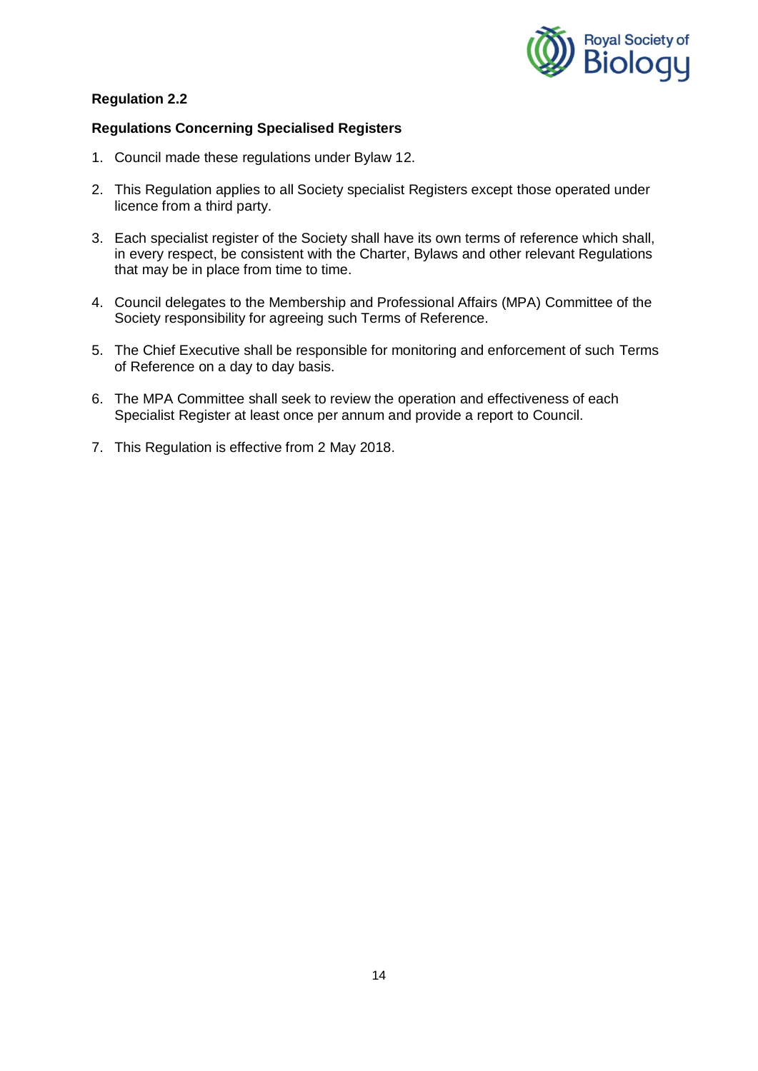**Regulation 2.2**

**Regulations Concerning Specialised Registers**

1. Council made these regulations under Bylaw 12.
2. This Regulation applies to all Society specialist Registers except those operated under licence from a third party.
3. Each specialist register of the Society shall have its own terms of reference which shall, in every respect, be consistent with the Charter, Bylaws and other relevant Regulations that may be in place from time to time.
4. Council delegates to the Membership and Professional Affairs (MPA) Committee of the Society responsibility for agreeing such Terms of Reference.
5. The Chief Executive shall be responsible for monitoring and enforcement of such Terms of Reference on a day to day basis.
6. The MPA Committee shall seek to review the operation and effectiveness of each Specialist Register at least once per annum and provide a report to Council.
7. This Regulation is effective from 2 May 2018.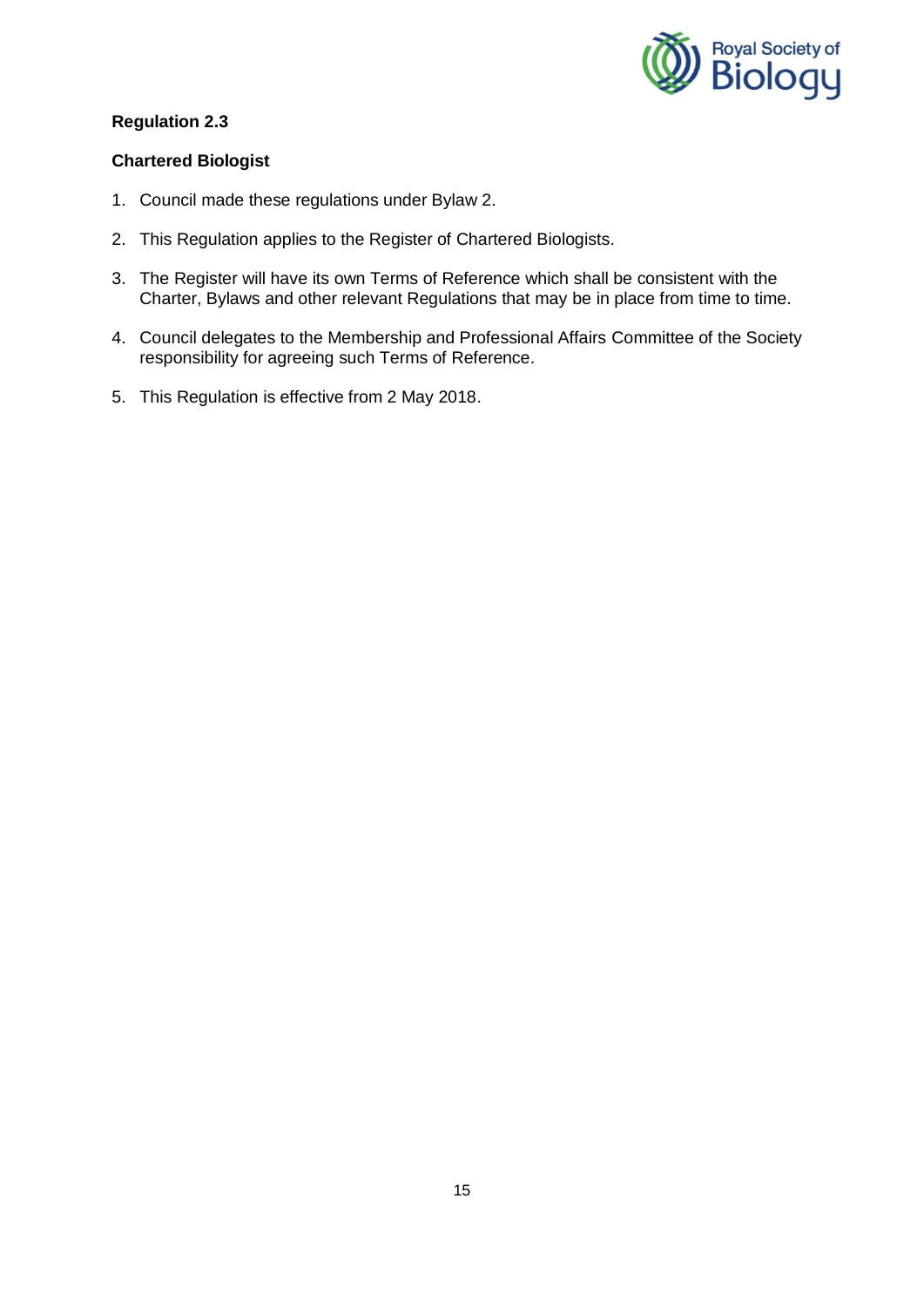**Regulation 2.3**

**Chartered Biologist**

1. Council made these regulations under Bylaw 2.
2. This Regulation applies to the Register of Chartered Biologists.
3. The Register will have its own Terms of Reference which shall be consistent with the Charter, Bylaws and other relevant Regulations that may be in place from time to time.
4. Council delegates to the Membership and Professional Affairs Committee of the Society responsibility for agreeing such Terms of Reference.
5. This Regulation is effective from 2 May 2018.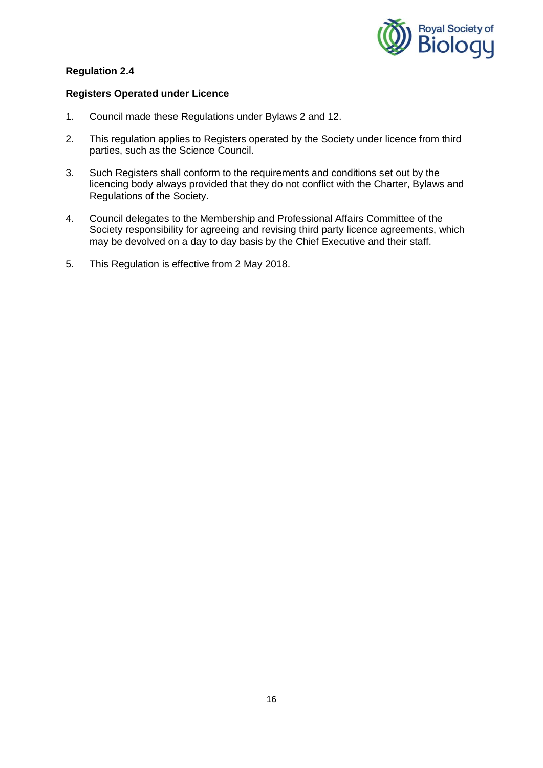**Regulation 2.4**

**Registers Operated under Licence**

1. Council made these Regulations under Bylaws 2 and 12.

2. This regulation applies to Registers operated by the Society under licence from third parties, such as the Science Council.

3. Such Registers shall conform to the requirements and conditions set out by the licencing body always provided that they do not conflict with the Charter, Bylaws and Regulations of the Society.

4. Council delegates to the Membership and Professional Affairs Committee of the Society responsibility for agreeing and revising third party licence agreements, which may be devolved on a day to day basis by the Chief Executive and their staff.

5. This Regulation is effective from 2 May 2018.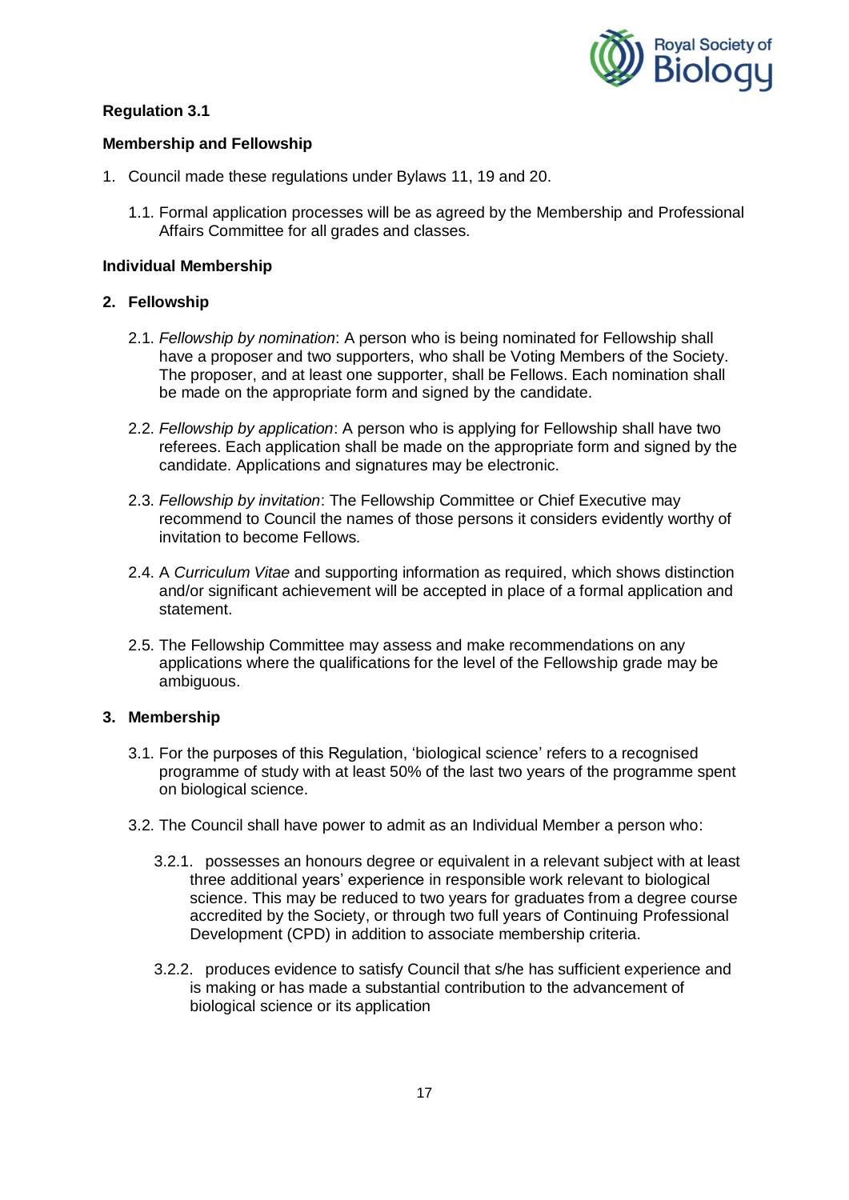**Regulation 3.1**

**Membership and Fellowship**

1. Council made these regulations under Bylaws 11, 19 and 20.

   1.1. Formal application processes will be as agreed by the Membership and Professional Affairs Committee for all grades and classes.

**Individual Membership**

**2. Fellowship**

2.1. *Fellowship by nomination*: A person who is being nominated for Fellowship shall have a proposer and two supporters, who shall be Voting Members of the Society. The proposer, and at least one supporter, shall be Fellows. Each nomination shall be made on the appropriate form and signed by the candidate.

2.2. *Fellowship by application*: A person who is applying for Fellowship shall have two referees. Each application shall be made on the appropriate form and signed by the candidate. Applications and signatures may be electronic.

2.3. *Fellowship by invitation*: The Fellowship Committee or Chief Executive may recommend to Council the names of those persons it considers evidently worthy of invitation to become Fellows.

2.4. A *Curriculum Vitae* and supporting information as required, which shows distinction and/or significant achievement will be accepted in place of a formal application and statement.

2.5. The Fellowship Committee may assess and make recommendations on any applications where the qualifications for the level of the Fellowship grade may be ambiguous.

**3. Membership**

3.1. For the purposes of this Regulation, 'biological science' refers to a recognised programme of study with at least 50% of the last two years of the programme spent on biological science.

3.2. The Council shall have power to admit as an Individual Member a person who:

3.2.1. possesses an honours degree or equivalent in a relevant subject with at least three additional years' experience in responsible work relevant to biological science. This may be reduced to two years for graduates from a degree course accredited by the Society, or through two full years of Continuing Professional Development (CPD) in addition to associate membership criteria.

3.2.2. produces evidence to satisfy Council that s/he has sufficient experience and is making or has made a substantial contribution to the advancement of biological science or its application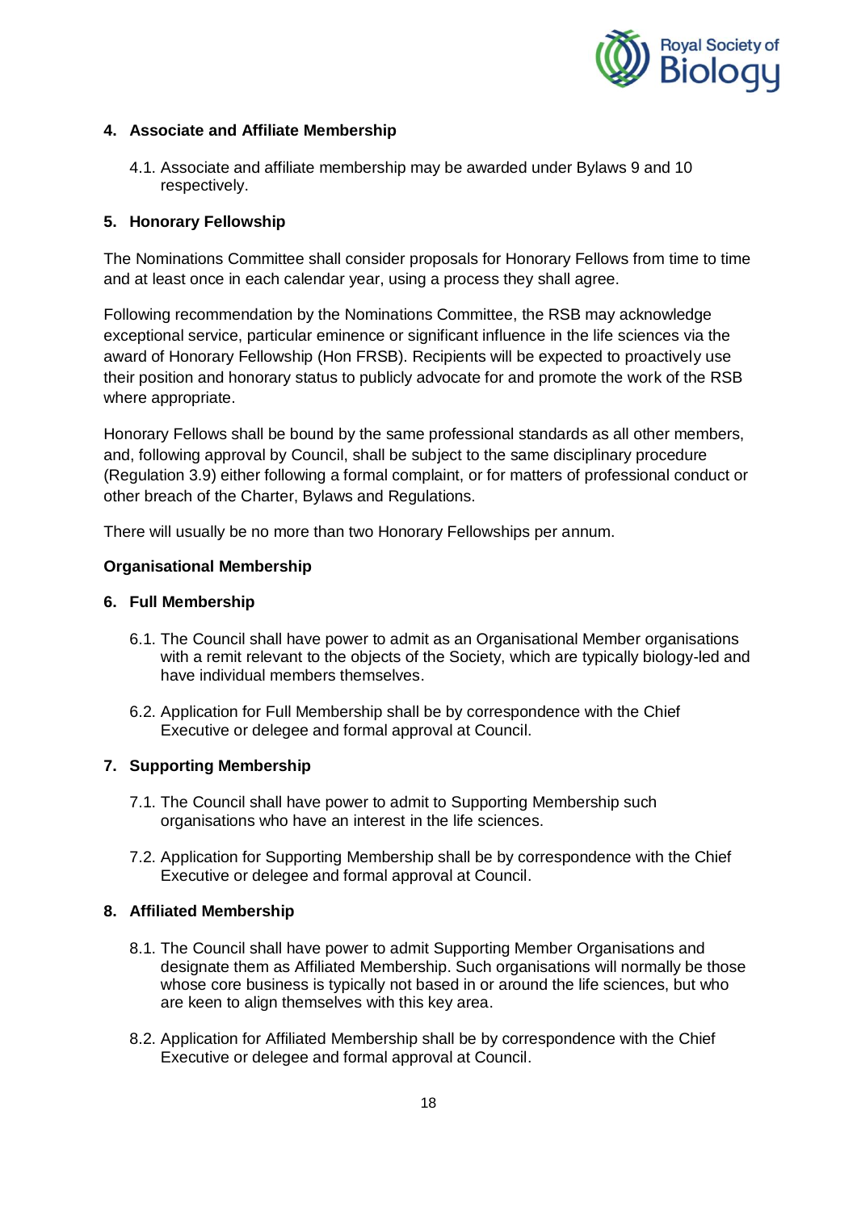## 4. Associate and Affiliate Membership

4.1. Associate and affiliate membership may be awarded under Bylaws 9 and 10 respectively.

## 5. Honorary Fellowship

The Nominations Committee shall consider proposals for Honorary Fellows from time to time and at least once in each calendar year, using a process they shall agree.

Following recommendation by the Nominations Committee, the RSB may acknowledge exceptional service, particular eminence or significant influence in the life sciences via the award of Honorary Fellowship (Hon FRSB). Recipients will be expected to proactively use their position and honorary status to publicly advocate for and promote the work of the RSB where appropriate.

Honorary Fellows shall be bound by the same professional standards as all other members, and, following approval by Council, shall be subject to the same disciplinary procedure (Regulation 3.9) either following a formal complaint, or for matters of professional conduct or other breach of the Charter, Bylaws and Regulations.

There will usually be no more than two Honorary Fellowships per annum.

**Organisational Membership**

## 6. Full Membership

6.1. The Council shall have power to admit as an Organisational Member organisations with a remit relevant to the objects of the Society, which are typically biology-led and have individual members themselves.

6.2. Application for Full Membership shall be by correspondence with the Chief Executive or delegee and formal approval at Council.

## 7. Supporting Membership

7.1. The Council shall have power to admit to Supporting Membership such organisations who have an interest in the life sciences.

7.2. Application for Supporting Membership shall be by correspondence with the Chief Executive or delegee and formal approval at Council.

## 8. Affiliated Membership

8.1. The Council shall have power to admit Supporting Member Organisations and designate them as Affiliated Membership. Such organisations will normally be those whose core business is typically not based in or around the life sciences, but who are keen to align themselves with this key area.

8.2. Application for Affiliated Membership shall be by correspondence with the Chief Executive or delegee and formal approval at Council.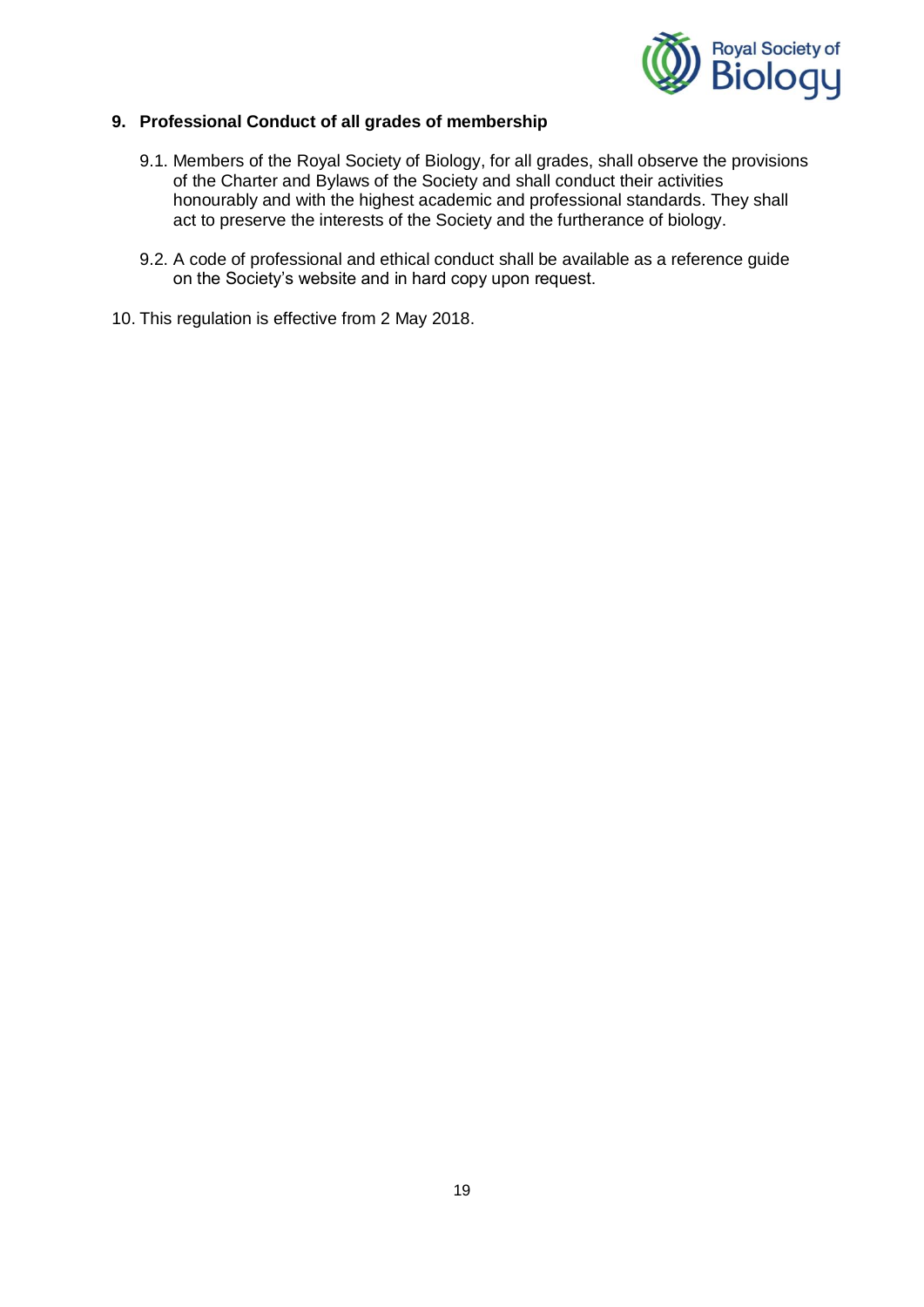## 9. Professional Conduct of all grades of membership

9.1. Members of the Royal Society of Biology, for all grades, shall observe the provisions of the Charter and Bylaws of the Society and shall conduct their activities honourably and with the highest academic and professional standards. They shall act to preserve the interests of the Society and the furtherance of biology.

9.2. A code of professional and ethical conduct shall be available as a reference guide on the Society's website and in hard copy upon request.

10. This regulation is effective from 2 May 2018.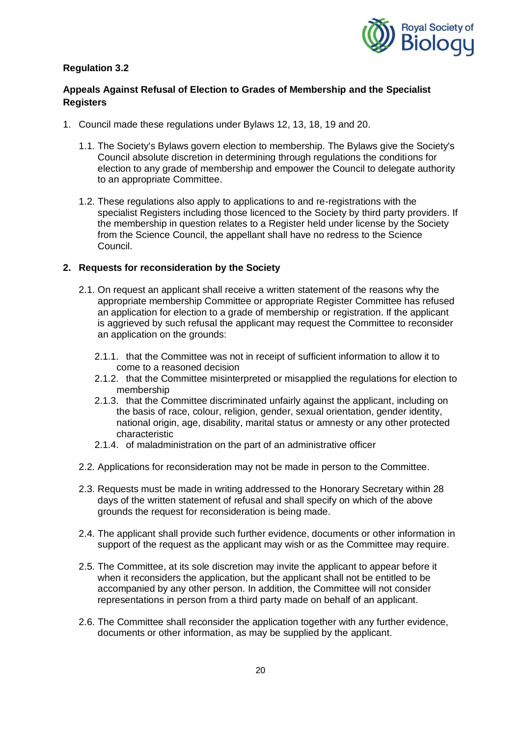**Regulation 3.2**

**Appeals Against Refusal of Election to Grades of Membership and the Specialist Registers**

1. Council made these regulations under Bylaws 12, 13, 18, 19 and 20.

   1.1. The Society's Bylaws govern election to membership. The Bylaws give the Society's Council absolute discretion in determining through regulations the conditions for election to any grade of membership and empower the Council to delegate authority to an appropriate Committee.

   1.2. These regulations also apply to applications to and re-registrations with the specialist Registers including those licenced to the Society by third party providers. If the membership in question relates to a Register held under license by the Society from the Science Council, the appellant shall have no redress to the Science Council.

2. **Requests for reconsideration by the Society**

   2.1. On request an applicant shall receive a written statement of the reasons why the appropriate membership Committee or appropriate Register Committee has refused an application for election to a grade of membership or registration. If the applicant is aggrieved by such refusal the applicant may request the Committee to reconsider an application on the grounds:

      2.1.1. that the Committee was not in receipt of sufficient information to allow it to come to a reasoned decision

      2.1.2. that the Committee misinterpreted or misapplied the regulations for election to membership

      2.1.3. that the Committee discriminated unfairly against the applicant, including on the basis of race, colour, religion, gender, sexual orientation, gender identity, national origin, age, disability, marital status or amnesty or any other protected characteristic

      2.1.4. of maladministration on the part of an administrative officer

   2.2. Applications for reconsideration may not be made in person to the Committee.

   2.3. Requests must be made in writing addressed to the Honorary Secretary within 28 days of the written statement of refusal and shall specify on which of the above grounds the request for reconsideration is being made.

   2.4. The applicant shall provide such further evidence, documents or other information in support of the request as the applicant may wish or as the Committee may require.

   2.5. The Committee, at its sole discretion may invite the applicant to appear before it when it reconsiders the application, but the applicant shall not be entitled to be accompanied by any other person. In addition, the Committee will not consider representations in person from a third party made on behalf of an applicant.

   2.6. The Committee shall reconsider the application together with any further evidence, documents or other information, as may be supplied by the applicant.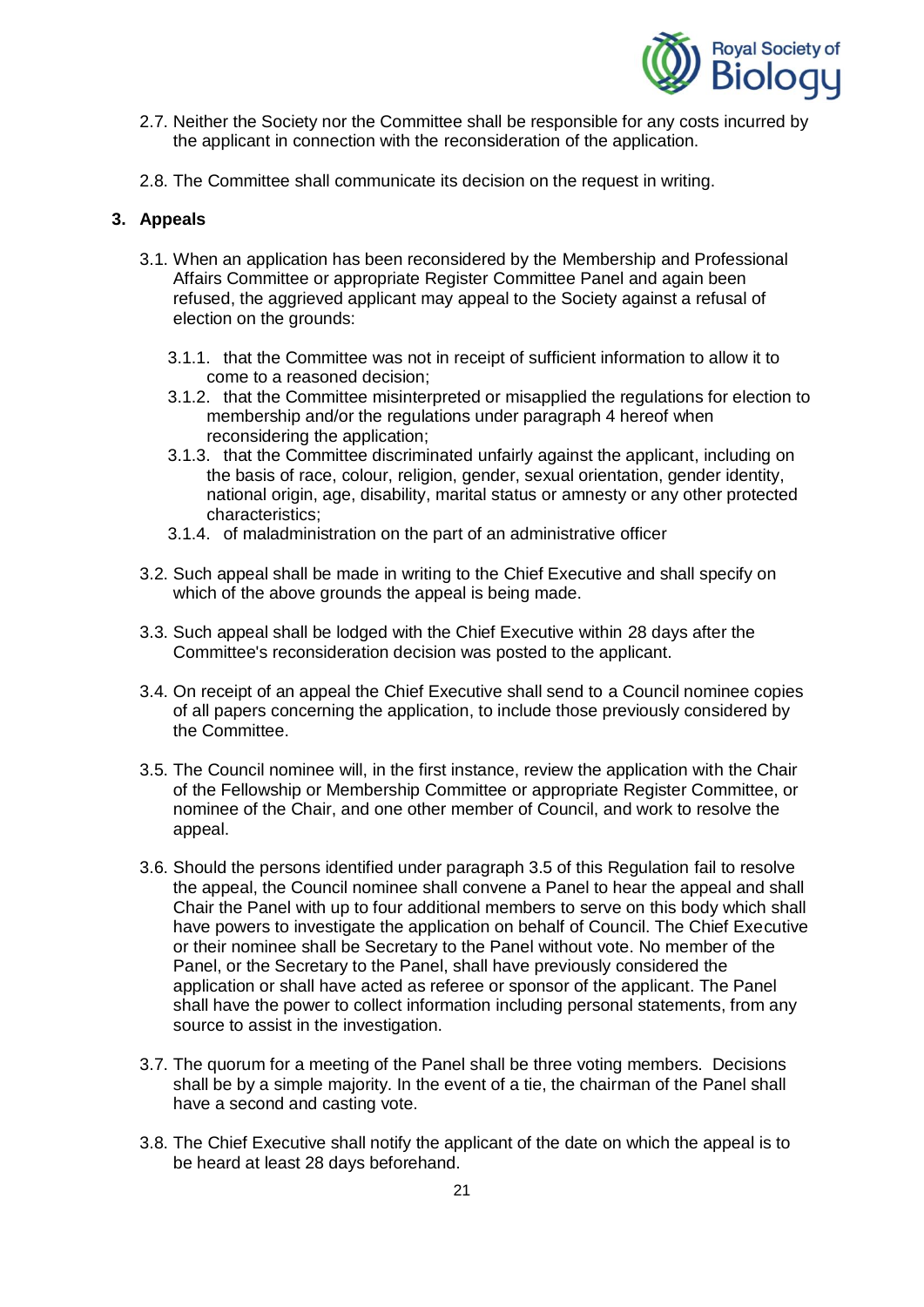2.7. Neither the Society nor the Committee shall be responsible for any costs incurred by the applicant in connection with the reconsideration of the application.

2.8. The Committee shall communicate its decision on the request in writing.

## 3. Appeals

3.1. When an application has been reconsidered by the Membership and Professional Affairs Committee or appropriate Register Committee Panel and again been refused, the aggrieved applicant may appeal to the Society against a refusal of election on the grounds:

3.1.1. that the Committee was not in receipt of sufficient information to allow it to come to a reasoned decision;
3.1.2. that the Committee misinterpreted or misapplied the regulations for election to membership and/or the regulations under paragraph 4 hereof when reconsidering the application;
3.1.3. that the Committee discriminated unfairly against the applicant, including on the basis of race, colour, religion, gender, sexual orientation, gender identity, national origin, age, disability, marital status or amnesty or any other protected characteristics;
3.1.4. of maladministration on the part of an administrative officer

3.2. Such appeal shall be made in writing to the Chief Executive and shall specify on which of the above grounds the appeal is being made.

3.3. Such appeal shall be lodged with the Chief Executive within 28 days after the Committee's reconsideration decision was posted to the applicant.

3.4. On receipt of an appeal the Chief Executive shall send to a Council nominee copies of all papers concerning the application, to include those previously considered by the Committee.

3.5. The Council nominee will, in the first instance, review the application with the Chair of the Fellowship or Membership Committee or appropriate Register Committee, or nominee of the Chair, and one other member of Council, and work to resolve the appeal.

3.6. Should the persons identified under paragraph 3.5 of this Regulation fail to resolve the appeal, the Council nominee shall convene a Panel to hear the appeal and shall Chair the Panel with up to four additional members to serve on this body which shall have powers to investigate the application on behalf of Council. The Chief Executive or their nominee shall be Secretary to the Panel without vote. No member of the Panel, or the Secretary to the Panel, shall have previously considered the application or shall have acted as referee or sponsor of the applicant. The Panel shall have the power to collect information including personal statements, from any source to assist in the investigation.

3.7. The quorum for a meeting of the Panel shall be three voting members. Decisions shall be by a simple majority. In the event of a tie, the chairman of the Panel shall have a second and casting vote.

3.8. The Chief Executive shall notify the applicant of the date on which the appeal is to be heard at least 28 days beforehand.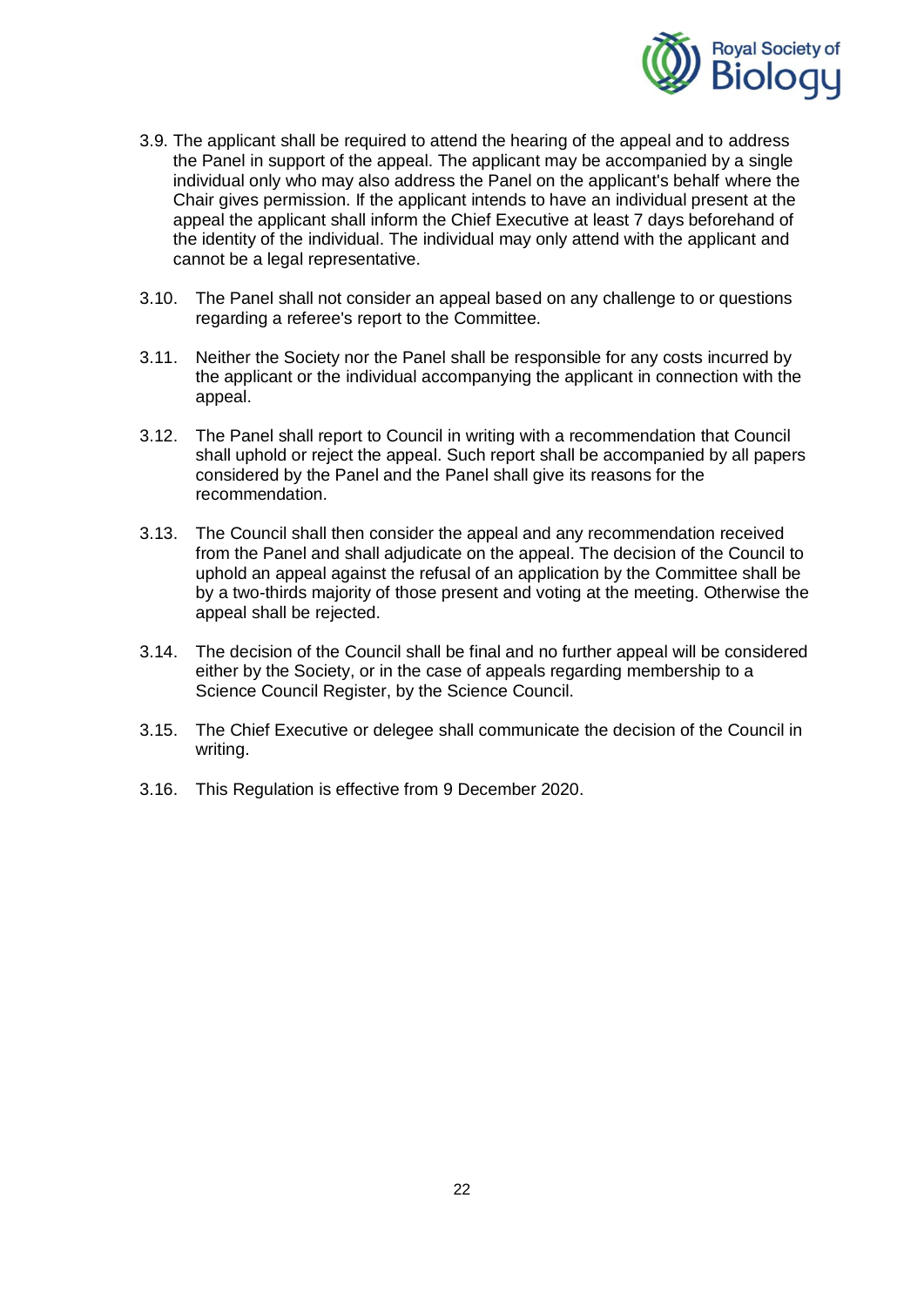3.9. The applicant shall be required to attend the hearing of the appeal and to address the Panel in support of the appeal. The applicant may be accompanied by a single individual only who may also address the Panel on the applicant's behalf where the Chair gives permission. If the applicant intends to have an individual present at the appeal the applicant shall inform the Chief Executive at least 7 days beforehand of the identity of the individual. The individual may only attend with the applicant and cannot be a legal representative.

3.10. The Panel shall not consider an appeal based on any challenge to or questions regarding a referee's report to the Committee.

3.11. Neither the Society nor the Panel shall be responsible for any costs incurred by the applicant or the individual accompanying the applicant in connection with the appeal.

3.12. The Panel shall report to Council in writing with a recommendation that Council shall uphold or reject the appeal. Such report shall be accompanied by all papers considered by the Panel and the Panel shall give its reasons for the recommendation.

3.13. The Council shall then consider the appeal and any recommendation received from the Panel and shall adjudicate on the appeal. The decision of the Council to uphold an appeal against the refusal of an application by the Committee shall be by a two-thirds majority of those present and voting at the meeting. Otherwise the appeal shall be rejected.

3.14. The decision of the Council shall be final and no further appeal will be considered either by the Society, or in the case of appeals regarding membership to a Science Council Register, by the Science Council.

3.15. The Chief Executive or delegee shall communicate the decision of the Council in writing.

3.16. This Regulation is effective from 9 December 2020.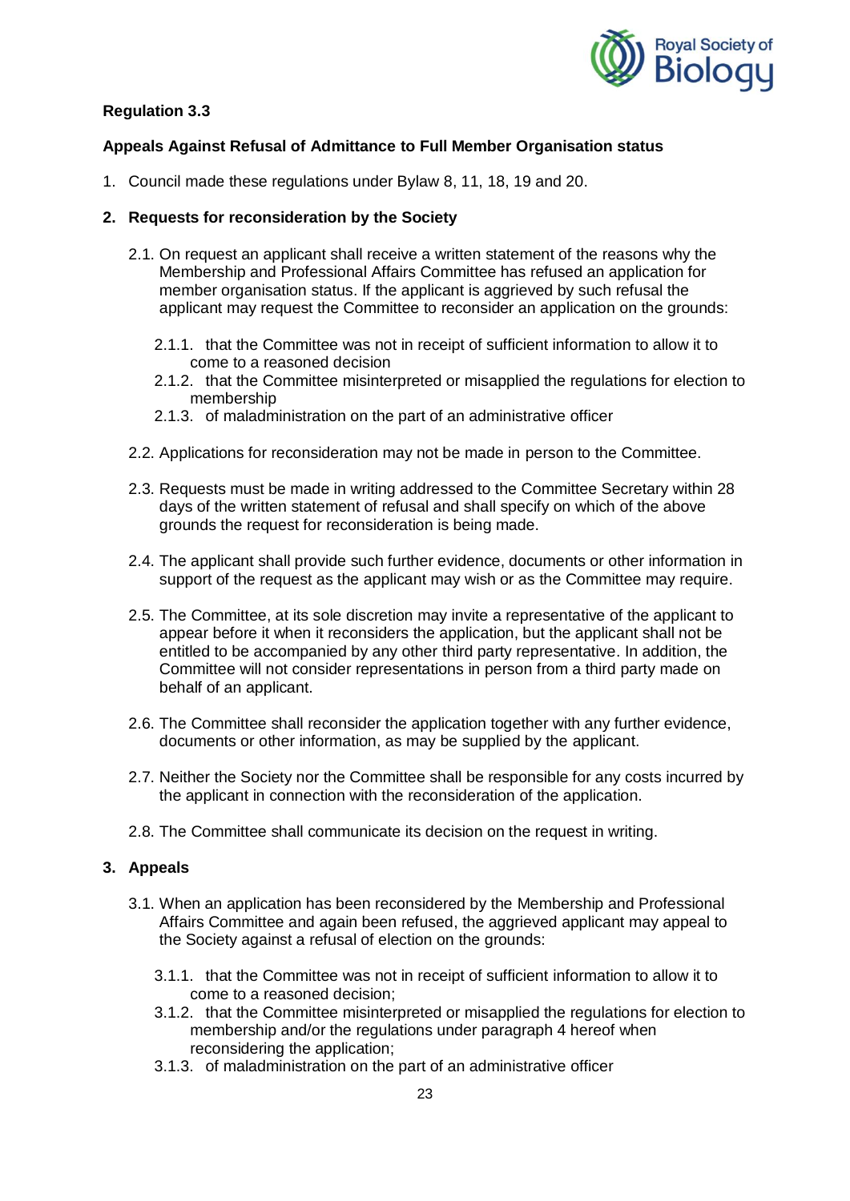**Regulation 3.3**

**Appeals Against Refusal of Admittance to Full Member Organisation status**

1. Council made these regulations under Bylaw 8, 11, 18, 19 and 20.

**2. Requests for reconsideration by the Society**

2.1. On request an applicant shall receive a written statement of the reasons why the Membership and Professional Affairs Committee has refused an application for member organisation status. If the applicant is aggrieved by such refusal the applicant may request the Committee to reconsider an application on the grounds:

2.1.1. that the Committee was not in receipt of sufficient information to allow it to come to a reasoned decision

2.1.2. that the Committee misinterpreted or misapplied the regulations for election to membership

2.1.3. of maladministration on the part of an administrative officer

2.2. Applications for reconsideration may not be made in person to the Committee.

2.3. Requests must be made in writing addressed to the Committee Secretary within 28 days of the written statement of refusal and shall specify on which of the above grounds the request for reconsideration is being made.

2.4. The applicant shall provide such further evidence, documents or other information in support of the request as the applicant may wish or as the Committee may require.

2.5. The Committee, at its sole discretion may invite a representative of the applicant to appear before it when it reconsiders the application, but the applicant shall not be entitled to be accompanied by any other third party representative. In addition, the Committee will not consider representations in person from a third party made on behalf of an applicant.

2.6. The Committee shall reconsider the application together with any further evidence, documents or other information, as may be supplied by the applicant.

2.7. Neither the Society nor the Committee shall be responsible for any costs incurred by the applicant in connection with the reconsideration of the application.

2.8. The Committee shall communicate its decision on the request in writing.

**3. Appeals**

3.1. When an application has been reconsidered by the Membership and Professional Affairs Committee and again been refused, the aggrieved applicant may appeal to the Society against a refusal of election on the grounds:

3.1.1. that the Committee was not in receipt of sufficient information to allow it to come to a reasoned decision;

3.1.2. that the Committee misinterpreted or misapplied the regulations for election to membership and/or the regulations under paragraph 4 hereof when reconsidering the application;

3.1.3. of maladministration on the part of an administrative officer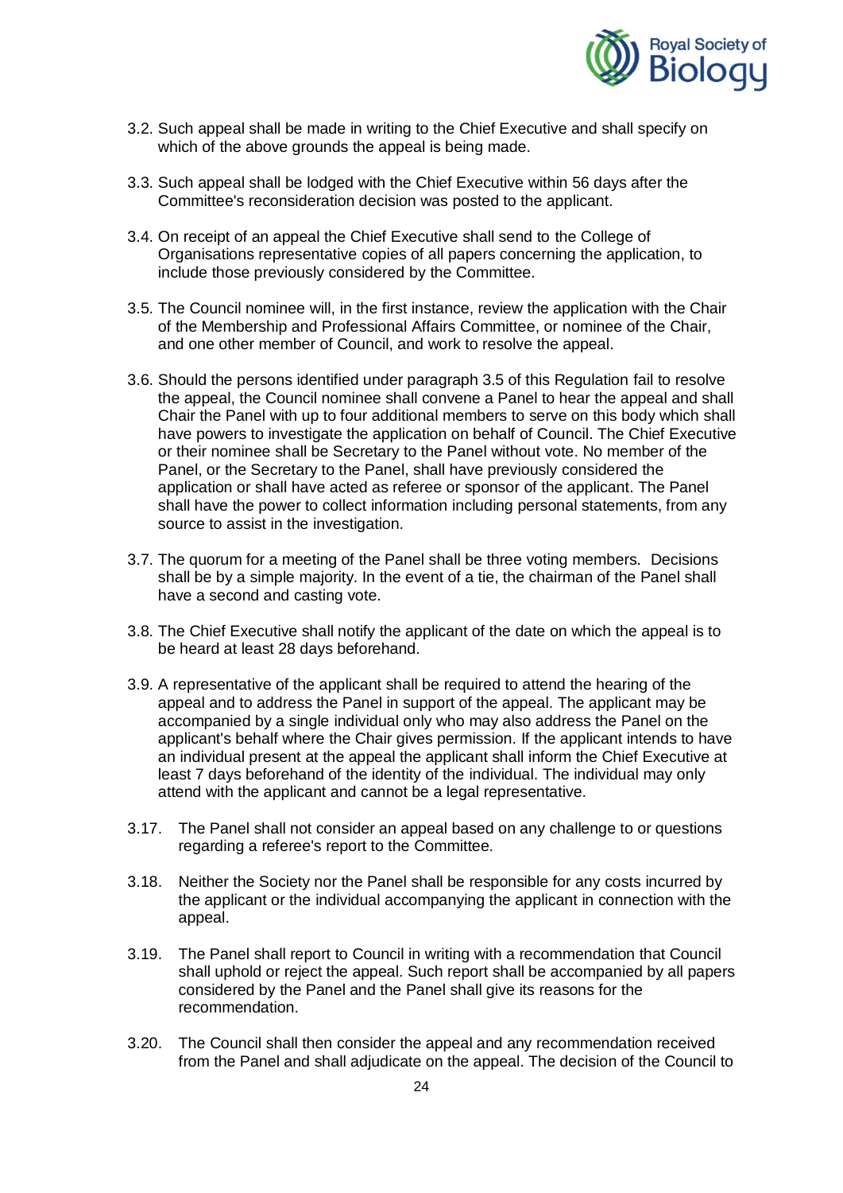3.2. Such appeal shall be made in writing to the Chief Executive and shall specify on which of the above grounds the appeal is being made.

3.3. Such appeal shall be lodged with the Chief Executive within 56 days after the Committee's reconsideration decision was posted to the applicant.

3.4. On receipt of an appeal the Chief Executive shall send to the College of Organisations representative copies of all papers concerning the application, to include those previously considered by the Committee.

3.5. The Council nominee will, in the first instance, review the application with the Chair of the Membership and Professional Affairs Committee, or nominee of the Chair, and one other member of Council, and work to resolve the appeal.

3.6. Should the persons identified under paragraph 3.5 of this Regulation fail to resolve the appeal, the Council nominee shall convene a Panel to hear the appeal and shall Chair the Panel with up to four additional members to serve on this body which shall have powers to investigate the application on behalf of Council. The Chief Executive or their nominee shall be Secretary to the Panel without vote. No member of the Panel, or the Secretary to the Panel, shall have previously considered the application or shall have acted as referee or sponsor of the applicant. The Panel shall have the power to collect information including personal statements, from any source to assist in the investigation.

3.7. The quorum for a meeting of the Panel shall be three voting members. Decisions shall be by a simple majority. In the event of a tie, the chairman of the Panel shall have a second and casting vote.

3.8. The Chief Executive shall notify the applicant of the date on which the appeal is to be heard at least 28 days beforehand.

3.9. A representative of the applicant shall be required to attend the hearing of the appeal and to address the Panel in support of the appeal. The applicant may be accompanied by a single individual only who may also address the Panel on the applicant's behalf where the Chair gives permission. If the applicant intends to have an individual present at the appeal the applicant shall inform the Chief Executive at least 7 days beforehand of the identity of the individual. The individual may only attend with the applicant and cannot be a legal representative.

3.17. The Panel shall not consider an appeal based on any challenge to or questions regarding a referee's report to the Committee.

3.18. Neither the Society nor the Panel shall be responsible for any costs incurred by the applicant or the individual accompanying the applicant in connection with the appeal.

3.19. The Panel shall report to Council in writing with a recommendation that Council shall uphold or reject the appeal. Such report shall be accompanied by all papers considered by the Panel and the Panel shall give its reasons for the recommendation.

3.20. The Council shall then consider the appeal and any recommendation received from the Panel and shall adjudicate on the appeal. The decision of the Council to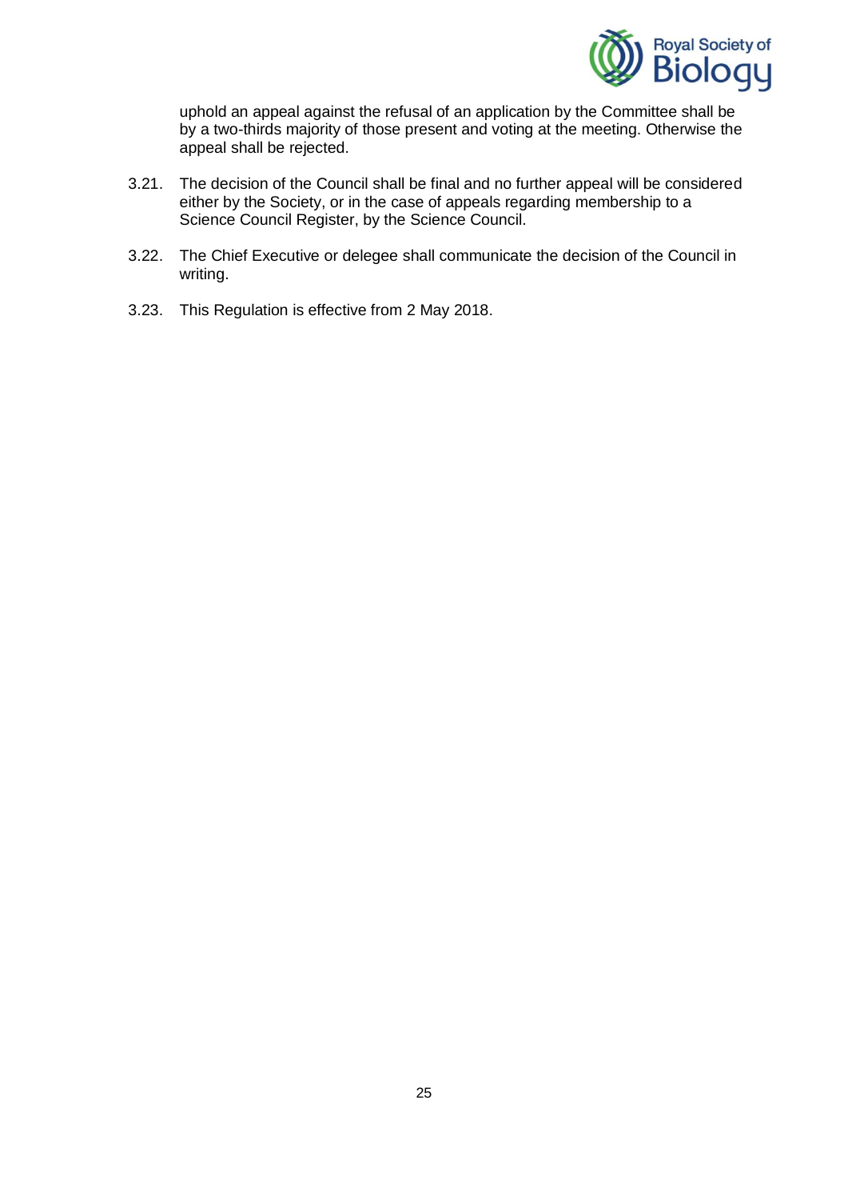uphold an appeal against the refusal of an application by the Committee shall be by a two-thirds majority of those present and voting at the meeting. Otherwise the appeal shall be rejected.

3.21. The decision of the Council shall be final and no further appeal will be considered either by the Society, or in the case of appeals regarding membership to a Science Council Register, by the Science Council.

3.22. The Chief Executive or delegee shall communicate the decision of the Council in writing.

3.23. This Regulation is effective from 2 May 2018.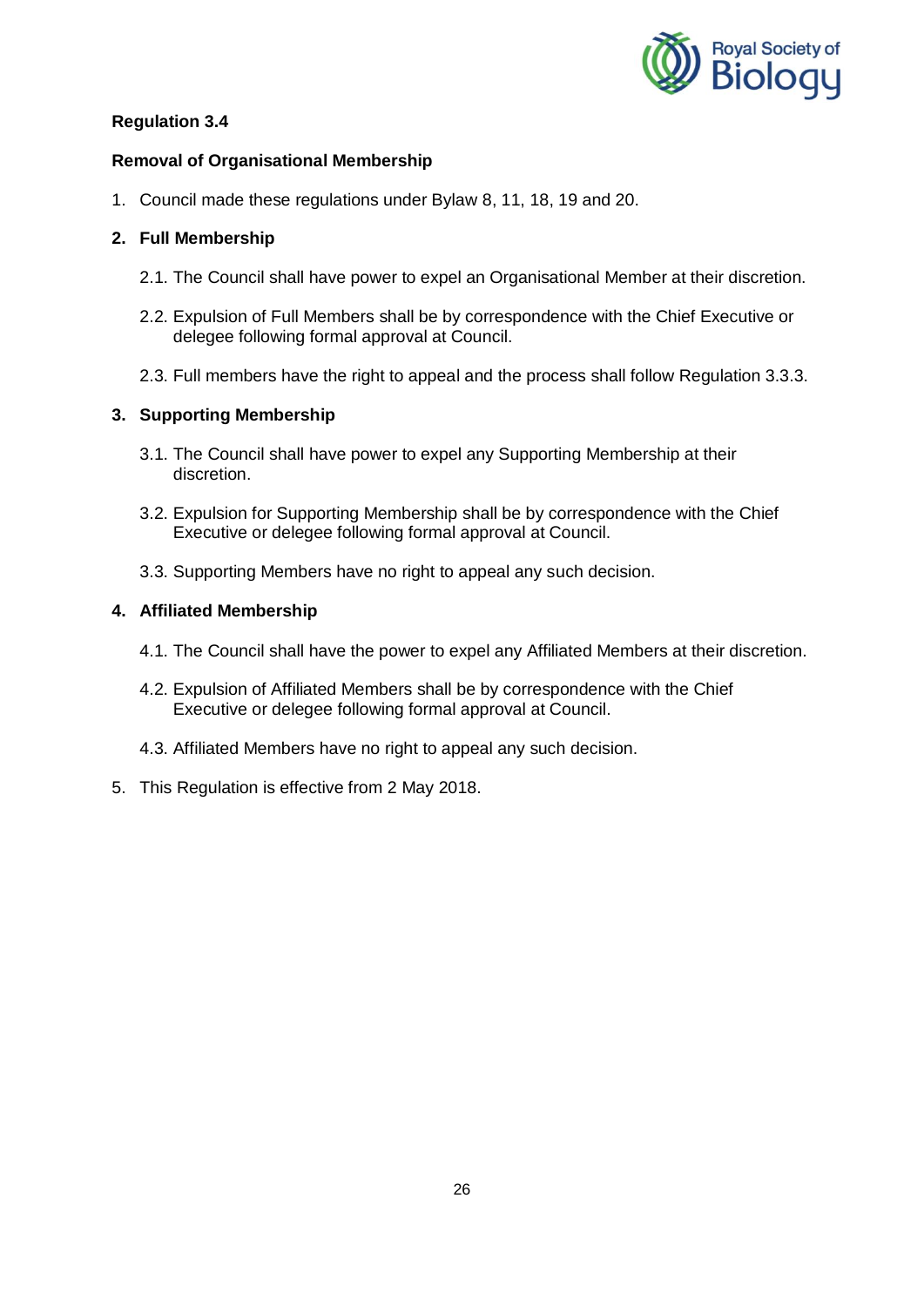**Regulation 3.4**

**Removal of Organisational Membership**

1. Council made these regulations under Bylaw 8, 11, 18, 19 and 20.

**2. Full Membership**

2.1. The Council shall have power to expel an Organisational Member at their discretion.

2.2. Expulsion of Full Members shall be by correspondence with the Chief Executive or delegee following formal approval at Council.

2.3. Full members have the right to appeal and the process shall follow Regulation 3.3.3.

**3. Supporting Membership**

3.1. The Council shall have power to expel any Supporting Membership at their discretion.

3.2. Expulsion for Supporting Membership shall be by correspondence with the Chief Executive or delegee following formal approval at Council.

3.3. Supporting Members have no right to appeal any such decision.

**4. Affiliated Membership**

4.1. The Council shall have the power to expel any Affiliated Members at their discretion.

4.2. Expulsion of Affiliated Members shall be by correspondence with the Chief Executive or delegee following formal approval at Council.

4.3. Affiliated Members have no right to appeal any such decision.

5. This Regulation is effective from 2 May 2018.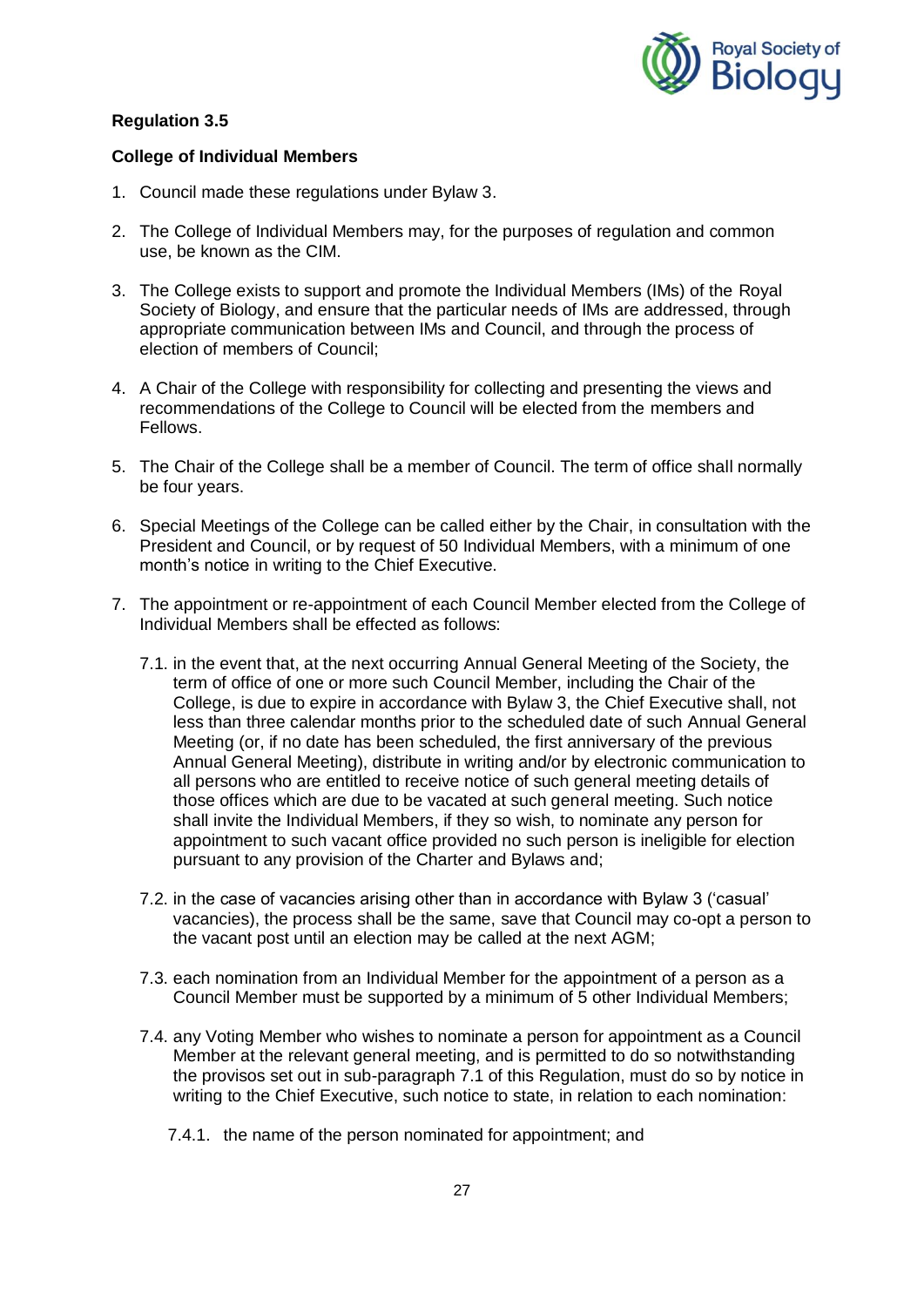**Regulation 3.5**

**College of Individual Members**

1. Council made these regulations under Bylaw 3.

2. The College of Individual Members may, for the purposes of regulation and common use, be known as the CIM.

3. The College exists to support and promote the Individual Members (IMs) of the Royal Society of Biology, and ensure that the particular needs of IMs are addressed, through appropriate communication between IMs and Council, and through the process of election of members of Council;

4. A Chair of the College with responsibility for collecting and presenting the views and recommendations of the College to Council will be elected from the members and Fellows.

5. The Chair of the College shall be a member of Council. The term of office shall normally be four years.

6. Special Meetings of the College can be called either by the Chair, in consultation with the President and Council, or by request of 50 Individual Members, with a minimum of one month's notice in writing to the Chief Executive.

7. The appointment or re-appointment of each Council Member elected from the College of Individual Members shall be effected as follows:

   7.1. in the event that, at the next occurring Annual General Meeting of the Society, the term of office of one or more such Council Member, including the Chair of the College, is due to expire in accordance with Bylaw 3, the Chief Executive shall, not less than three calendar months prior to the scheduled date of such Annual General Meeting (or, if no date has been scheduled, the first anniversary of the previous Annual General Meeting), distribute in writing and/or by electronic communication to all persons who are entitled to receive notice of such general meeting details of those offices which are due to be vacated at such general meeting. Such notice shall invite the Individual Members, if they so wish, to nominate any person for appointment to such vacant office provided no such person is ineligible for election pursuant to any provision of the Charter and Bylaws and;

   7.2. in the case of vacancies arising other than in accordance with Bylaw 3 ('casual' vacancies), the process shall be the same, save that Council may co-opt a person to the vacant post until an election may be called at the next AGM;

   7.3. each nomination from an Individual Member for the appointment of a person as a Council Member must be supported by a minimum of 5 other Individual Members;

   7.4. any Voting Member who wishes to nominate a person for appointment as a Council Member at the relevant general meeting, and is permitted to do so notwithstanding the provisos set out in sub-paragraph 7.1 of this Regulation, must do so by notice in writing to the Chief Executive, such notice to state, in relation to each nomination:

      7.4.1. the name of the person nominated for appointment; and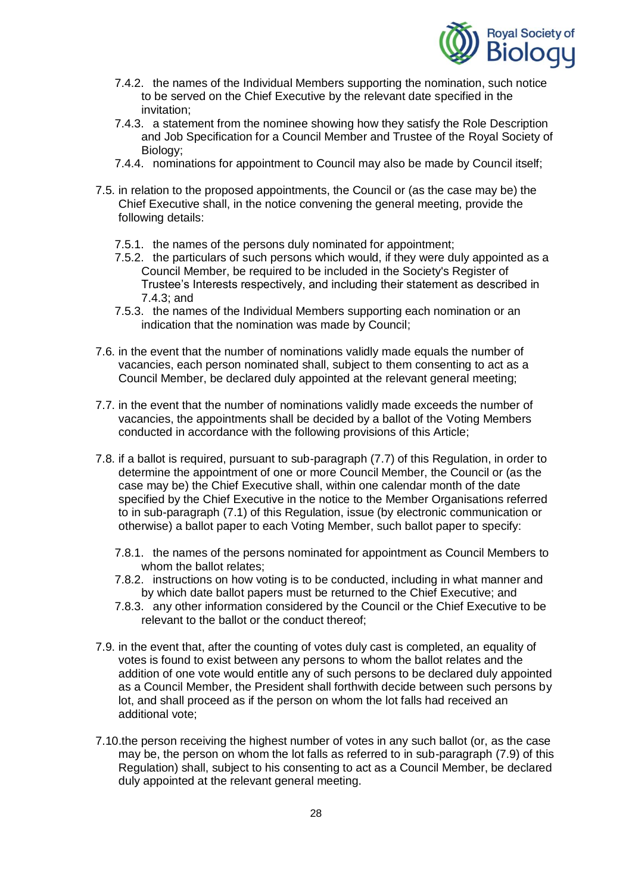7.4.2. the names of the Individual Members supporting the nomination, such notice to be served on the Chief Executive by the relevant date specified in the invitation;

7.4.3. a statement from the nominee showing how they satisfy the Role Description and Job Specification for a Council Member and Trustee of the Royal Society of Biology;

7.4.4. nominations for appointment to Council may also be made by Council itself;

7.5. in relation to the proposed appointments, the Council or (as the case may be) the Chief Executive shall, in the notice convening the general meeting, provide the following details:

7.5.1. the names of the persons duly nominated for appointment;

7.5.2. the particulars of such persons which would, if they were duly appointed as a Council Member, be required to be included in the Society's Register of Trustee's Interests respectively, and including their statement as described in 7.4.3; and

7.5.3. the names of the Individual Members supporting each nomination or an indication that the nomination was made by Council;

7.6. in the event that the number of nominations validly made equals the number of vacancies, each person nominated shall, subject to them consenting to act as a Council Member, be declared duly appointed at the relevant general meeting;

7.7. in the event that the number of nominations validly made exceeds the number of vacancies, the appointments shall be decided by a ballot of the Voting Members conducted in accordance with the following provisions of this Article;

7.8. if a ballot is required, pursuant to sub-paragraph (7.7) of this Regulation, in order to determine the appointment of one or more Council Member, the Council or (as the case may be) the Chief Executive shall, within one calendar month of the date specified by the Chief Executive in the notice to the Member Organisations referred to in sub-paragraph (7.1) of this Regulation, issue (by electronic communication or otherwise) a ballot paper to each Voting Member, such ballot paper to specify:

7.8.1. the names of the persons nominated for appointment as Council Members to whom the ballot relates;

7.8.2. instructions on how voting is to be conducted, including in what manner and by which date ballot papers must be returned to the Chief Executive; and

7.8.3. any other information considered by the Council or the Chief Executive to be relevant to the ballot or the conduct thereof;

7.9. in the event that, after the counting of votes duly cast is completed, an equality of votes is found to exist between any persons to whom the ballot relates and the addition of one vote would entitle any of such persons to be declared duly appointed as a Council Member, the President shall forthwith decide between such persons by lot, and shall proceed as if the person on whom the lot falls had received an additional vote;

7.10. the person receiving the highest number of votes in any such ballot (or, as the case may be, the person on whom the lot falls as referred to in sub-paragraph (7.9) of this Regulation) shall, subject to his consenting to act as a Council Member, be declared duly appointed at the relevant general meeting.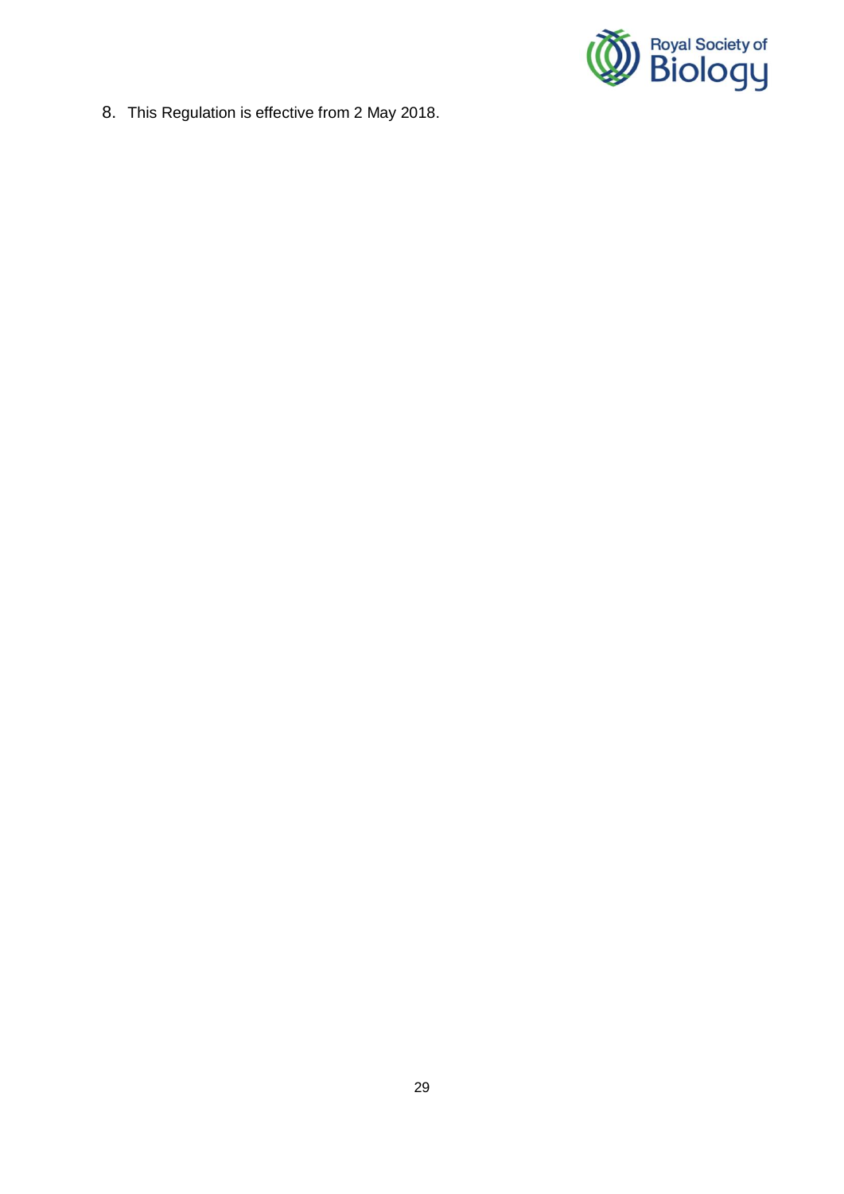8. This Regulation is effective from 2 May 2018.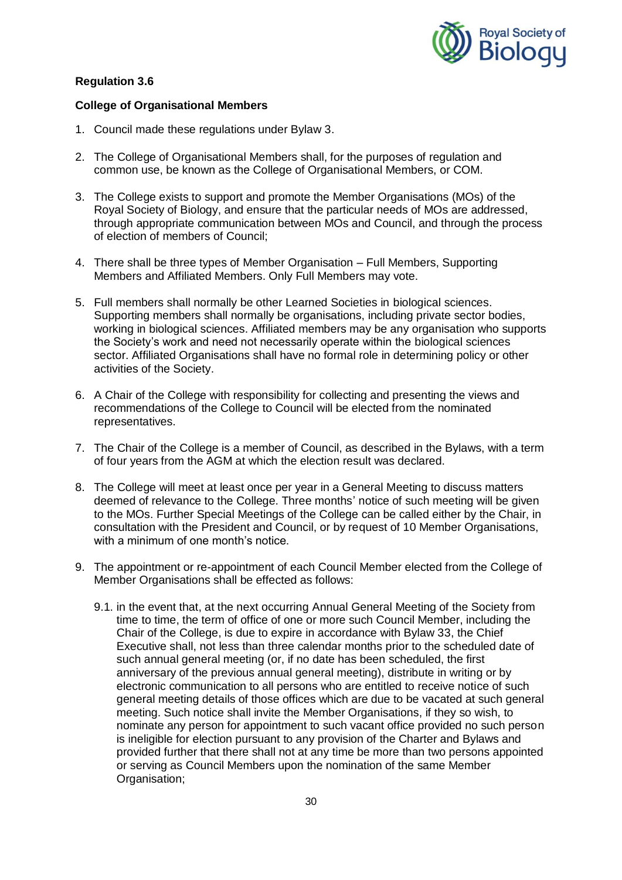**Regulation 3.6**

**College of Organisational Members**

1. Council made these regulations under Bylaw 3.

2. The College of Organisational Members shall, for the purposes of regulation and common use, be known as the College of Organisational Members, or COM.

3. The College exists to support and promote the Member Organisations (MOs) of the Royal Society of Biology, and ensure that the particular needs of MOs are addressed, through appropriate communication between MOs and Council, and through the process of election of members of Council;

4. There shall be three types of Member Organisation – Full Members, Supporting Members and Affiliated Members. Only Full Members may vote.

5. Full members shall normally be other Learned Societies in biological sciences. Supporting members shall normally be organisations, including private sector bodies, working in biological sciences. Affiliated members may be any organisation who supports the Society's work and need not necessarily operate within the biological sciences sector. Affiliated Organisations shall have no formal role in determining policy or other activities of the Society.

6. A Chair of the College with responsibility for collecting and presenting the views and recommendations of the College to Council will be elected from the nominated representatives.

7. The Chair of the College is a member of Council, as described in the Bylaws, with a term of four years from the AGM at which the election result was declared.

8. The College will meet at least once per year in a General Meeting to discuss matters deemed of relevance to the College. Three months' notice of such meeting will be given to the MOs. Further Special Meetings of the College can be called either by the Chair, in consultation with the President and Council, or by request of 10 Member Organisations, with a minimum of one month's notice.

9. The appointment or re-appointment of each Council Member elected from the College of Member Organisations shall be effected as follows:

   9.1. in the event that, at the next occurring Annual General Meeting of the Society from time to time, the term of office of one or more such Council Member, including the Chair of the College, is due to expire in accordance with Bylaw 33, the Chief Executive shall, not less than three calendar months prior to the scheduled date of such annual general meeting (or, if no date has been scheduled, the first anniversary of the previous annual general meeting), distribute in writing or by electronic communication to all persons who are entitled to receive notice of such general meeting details of those offices which are due to be vacated at such general meeting. Such notice shall invite the Member Organisations, if they so wish, to nominate any person for appointment to such vacant office provided no such person is ineligible for election pursuant to any provision of the Charter and Bylaws and provided further that there shall not at any time be more than two persons appointed or serving as Council Members upon the nomination of the same Member Organisation;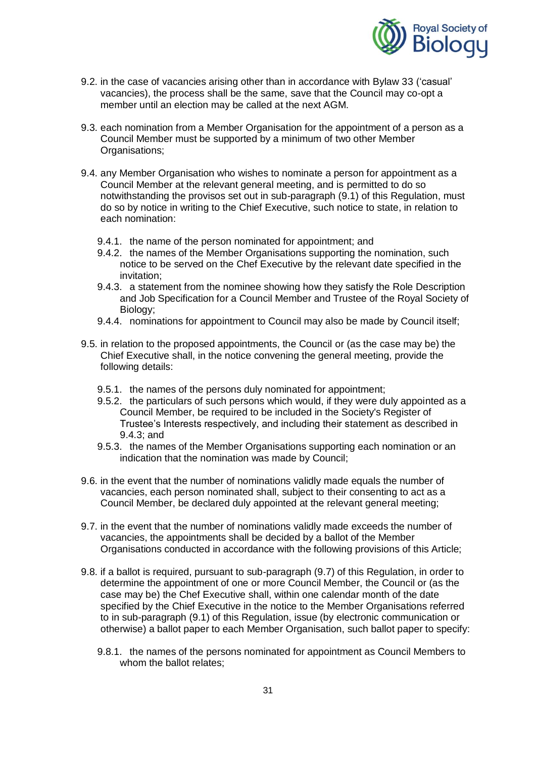9.2. in the case of vacancies arising other than in accordance with Bylaw 33 ('casual' vacancies), the process shall be the same, save that the Council may co-opt a member until an election may be called at the next AGM.

9.3. each nomination from a Member Organisation for the appointment of a person as a Council Member must be supported by a minimum of two other Member Organisations;

9.4. any Member Organisation who wishes to nominate a person for appointment as a Council Member at the relevant general meeting, and is permitted to do so notwithstanding the provisos set out in sub-paragraph (9.1) of this Regulation, must do so by notice in writing to the Chief Executive, such notice to state, in relation to each nomination:

- 9.4.1. the name of the person nominated for appointment; and
- 9.4.2. the names of the Member Organisations supporting the nomination, such notice to be served on the Chef Executive by the relevant date specified in the invitation;
- 9.4.3. a statement from the nominee showing how they satisfy the Role Description and Job Specification for a Council Member and Trustee of the Royal Society of Biology;
- 9.4.4. nominations for appointment to Council may also be made by Council itself;

9.5. in relation to the proposed appointments, the Council or (as the case may be) the Chief Executive shall, in the notice convening the general meeting, provide the following details:

- 9.5.1. the names of the persons duly nominated for appointment;
- 9.5.2. the particulars of such persons which would, if they were duly appointed as a Council Member, be required to be included in the Society's Register of Trustee's Interests respectively, and including their statement as described in 9.4.3; and
- 9.5.3. the names of the Member Organisations supporting each nomination or an indication that the nomination was made by Council;

9.6. in the event that the number of nominations validly made equals the number of vacancies, each person nominated shall, subject to their consenting to act as a Council Member, be declared duly appointed at the relevant general meeting;

9.7. in the event that the number of nominations validly made exceeds the number of vacancies, the appointments shall be decided by a ballot of the Member Organisations conducted in accordance with the following provisions of this Article;

9.8. if a ballot is required, pursuant to sub-paragraph (9.7) of this Regulation, in order to determine the appointment of one or more Council Member, the Council or (as the case may be) the Chef Executive shall, within one calendar month of the date specified by the Chief Executive in the notice to the Member Organisations referred to in sub-paragraph (9.1) of this Regulation, issue (by electronic communication or otherwise) a ballot paper to each Member Organisation, such ballot paper to specify:

- 9.8.1. the names of the persons nominated for appointment as Council Members to whom the ballot relates;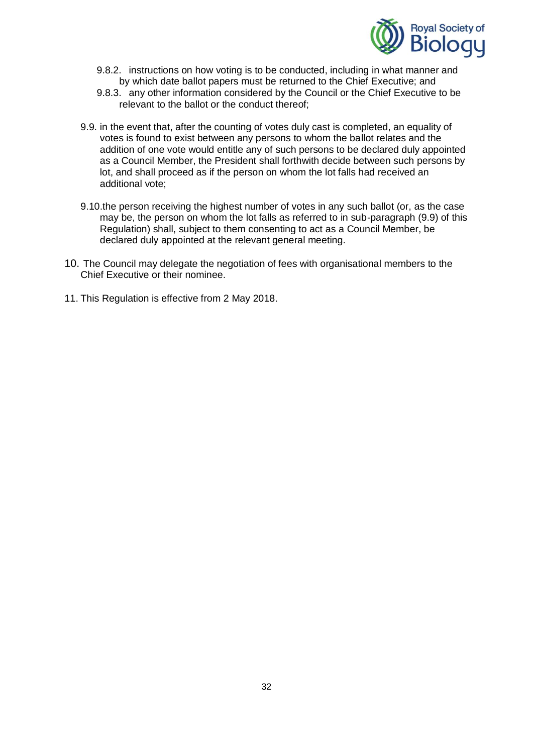- 9.8.2. instructions on how voting is to be conducted, including in what manner and by which date ballot papers must be returned to the Chief Executive; and
   - 9.8.3. any other information considered by the Council or the Chief Executive to be relevant to the ballot or the conduct thereof;

- 9.9. in the event that, after the counting of votes duly cast is completed, an equality of votes is found to exist between any persons to whom the ballot relates and the addition of one vote would entitle any of such persons to be declared duly appointed as a Council Member, the President shall forthwith decide between such persons by lot, and shall proceed as if the person on whom the lot falls had received an additional vote;

- 9.10. the person receiving the highest number of votes in any such ballot (or, as the case may be, the person on whom the lot falls as referred to in sub-paragraph (9.9) of this Regulation) shall, subject to them consenting to act as a Council Member, be declared duly appointed at the relevant general meeting.

10. The Council may delegate the negotiation of fees with organisational members to the Chief Executive or their nominee.

11. This Regulation is effective from 2 May 2018.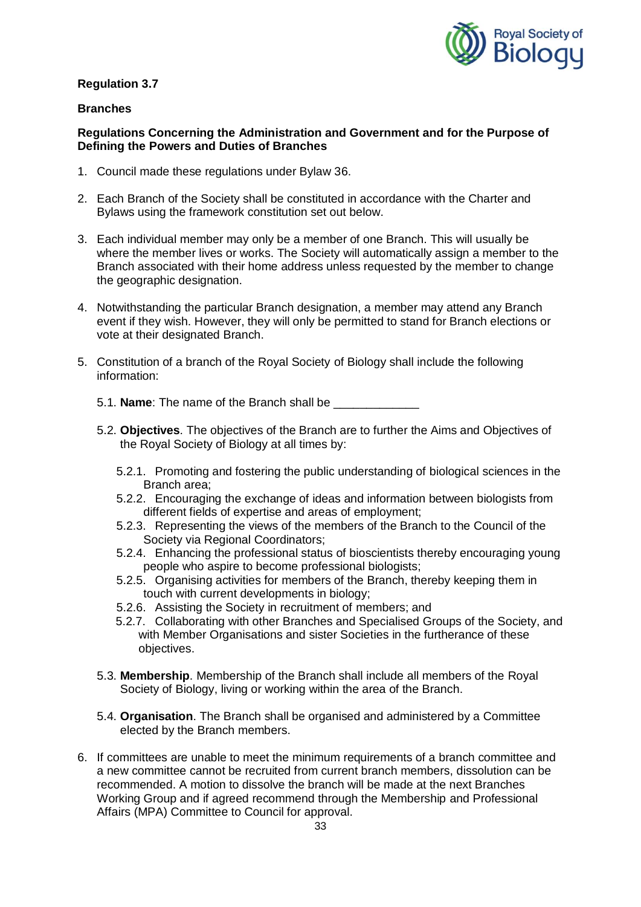**Regulation 3.7**

**Branches**

**Regulations Concerning the Administration and Government and for the Purpose of Defining the Powers and Duties of Branches**

1. Council made these regulations under Bylaw 36.

2. Each Branch of the Society shall be constituted in accordance with the Charter and Bylaws using the framework constitution set out below.

3. Each individual member may only be a member of one Branch. This will usually be where the member lives or works. The Society will automatically assign a member to the Branch associated with their home address unless requested by the member to change the geographic designation.

4. Notwithstanding the particular Branch designation, a member may attend any Branch event if they wish. However, they will only be permitted to stand for Branch elections or vote at their designated Branch.

5. Constitution of a branch of the Royal Society of Biology shall include the following information:

   5.1. **Name**: The name of the Branch shall be _____________

   5.2. **Objectives**. The objectives of the Branch are to further the Aims and Objectives of the Royal Society of Biology at all times by:

      5.2.1. Promoting and fostering the public understanding of biological sciences in the Branch area;
      5.2.2. Encouraging the exchange of ideas and information between biologists from different fields of expertise and areas of employment;
      5.2.3. Representing the views of the members of the Branch to the Council of the Society via Regional Coordinators;
      5.2.4. Enhancing the professional status of bioscientists thereby encouraging young people who aspire to become professional biologists;
      5.2.5. Organising activities for members of the Branch, thereby keeping them in touch with current developments in biology;
      5.2.6. Assisting the Society in recruitment of members; and
      5.2.7. Collaborating with other Branches and Specialised Groups of the Society, and with Member Organisations and sister Societies in the furtherance of these objectives.

   5.3. **Membership**. Membership of the Branch shall include all members of the Royal Society of Biology, living or working within the area of the Branch.

   5.4. **Organisation**. The Branch shall be organised and administered by a Committee elected by the Branch members.

6. If committees are unable to meet the minimum requirements of a branch committee and a new committee cannot be recruited from current branch members, dissolution can be recommended. A motion to dissolve the branch will be made at the next Branches Working Group and if agreed recommend through the Membership and Professional Affairs (MPA) Committee to Council for approval.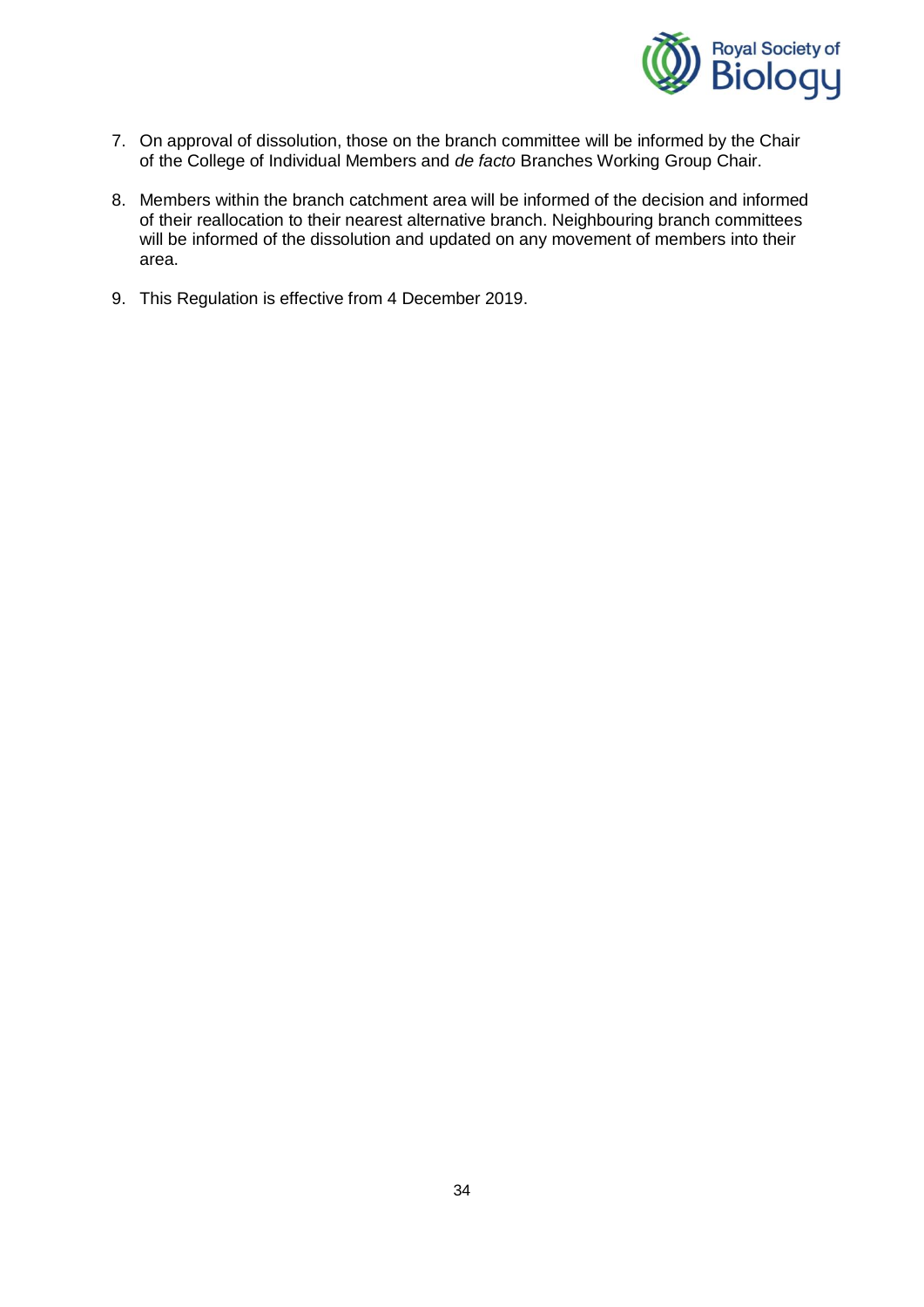7. On approval of dissolution, those on the branch committee will be informed by the Chair of the College of Individual Members and *de facto* Branches Working Group Chair.

8. Members within the branch catchment area will be informed of the decision and informed of their reallocation to their nearest alternative branch. Neighbouring branch committees will be informed of the dissolution and updated on any movement of members into their area.

9. This Regulation is effective from 4 December 2019.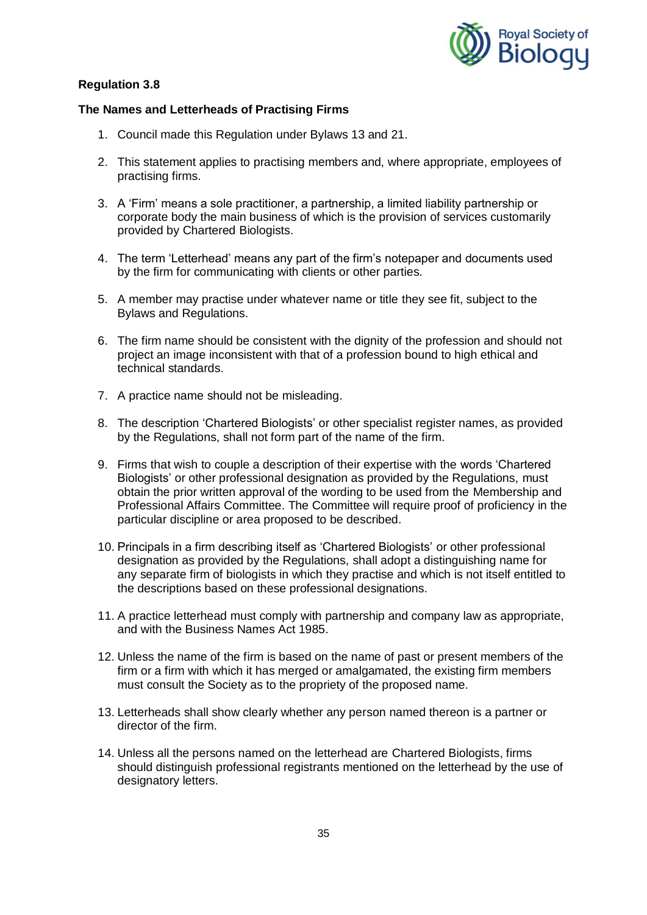**Regulation 3.8**

**The Names and Letterheads of Practising Firms**

1. Council made this Regulation under Bylaws 13 and 21.
2. This statement applies to practising members and, where appropriate, employees of practising firms.
3. A 'Firm' means a sole practitioner, a partnership, a limited liability partnership or corporate body the main business of which is the provision of services customarily provided by Chartered Biologists.
4. The term 'Letterhead' means any part of the firm's notepaper and documents used by the firm for communicating with clients or other parties.
5. A member may practise under whatever name or title they see fit, subject to the Bylaws and Regulations.
6. The firm name should be consistent with the dignity of the profession and should not project an image inconsistent with that of a profession bound to high ethical and technical standards.
7. A practice name should not be misleading.
8. The description 'Chartered Biologists' or other specialist register names, as provided by the Regulations, shall not form part of the name of the firm.
9. Firms that wish to couple a description of their expertise with the words 'Chartered Biologists' or other professional designation as provided by the Regulations, must obtain the prior written approval of the wording to be used from the Membership and Professional Affairs Committee. The Committee will require proof of proficiency in the particular discipline or area proposed to be described.
10. Principals in a firm describing itself as 'Chartered Biologists' or other professional designation as provided by the Regulations, shall adopt a distinguishing name for any separate firm of biologists in which they practise and which is not itself entitled to the descriptions based on these professional designations.
11. A practice letterhead must comply with partnership and company law as appropriate, and with the Business Names Act 1985.
12. Unless the name of the firm is based on the name of past or present members of the firm or a firm with which it has merged or amalgamated, the existing firm members must consult the Society as to the propriety of the proposed name.
13. Letterheads shall show clearly whether any person named thereon is a partner or director of the firm.
14. Unless all the persons named on the letterhead are Chartered Biologists, firms should distinguish professional registrants mentioned on the letterhead by the use of designatory letters.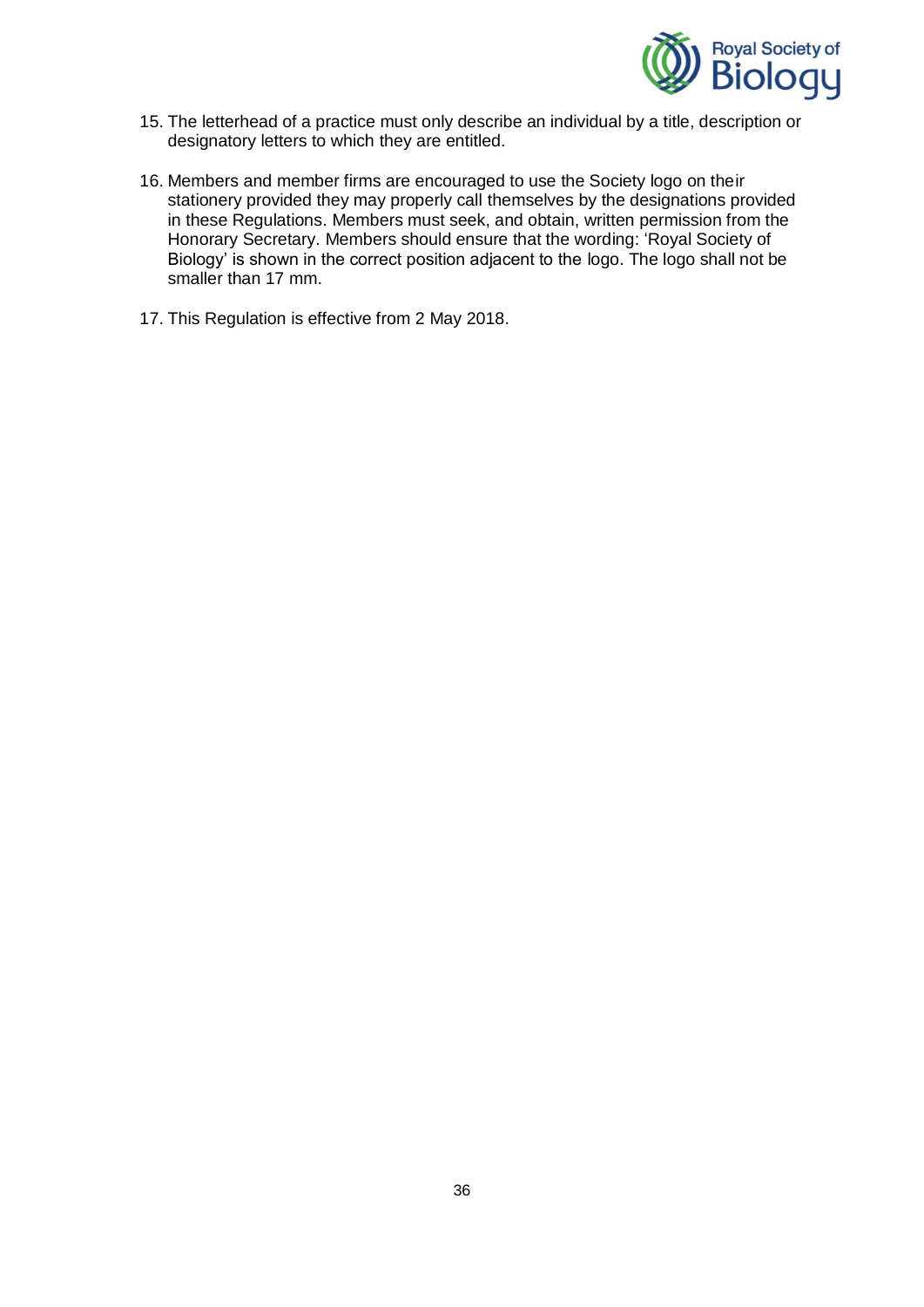15. The letterhead of a practice must only describe an individual by a title, description or designatory letters to which they are entitled.

16. Members and member firms are encouraged to use the Society logo on their stationery provided they may properly call themselves by the designations provided in these Regulations. Members must seek, and obtain, written permission from the Honorary Secretary. Members should ensure that the wording: 'Royal Society of Biology' is shown in the correct position adjacent to the logo. The logo shall not be smaller than 17 mm.

17. This Regulation is effective from 2 May 2018.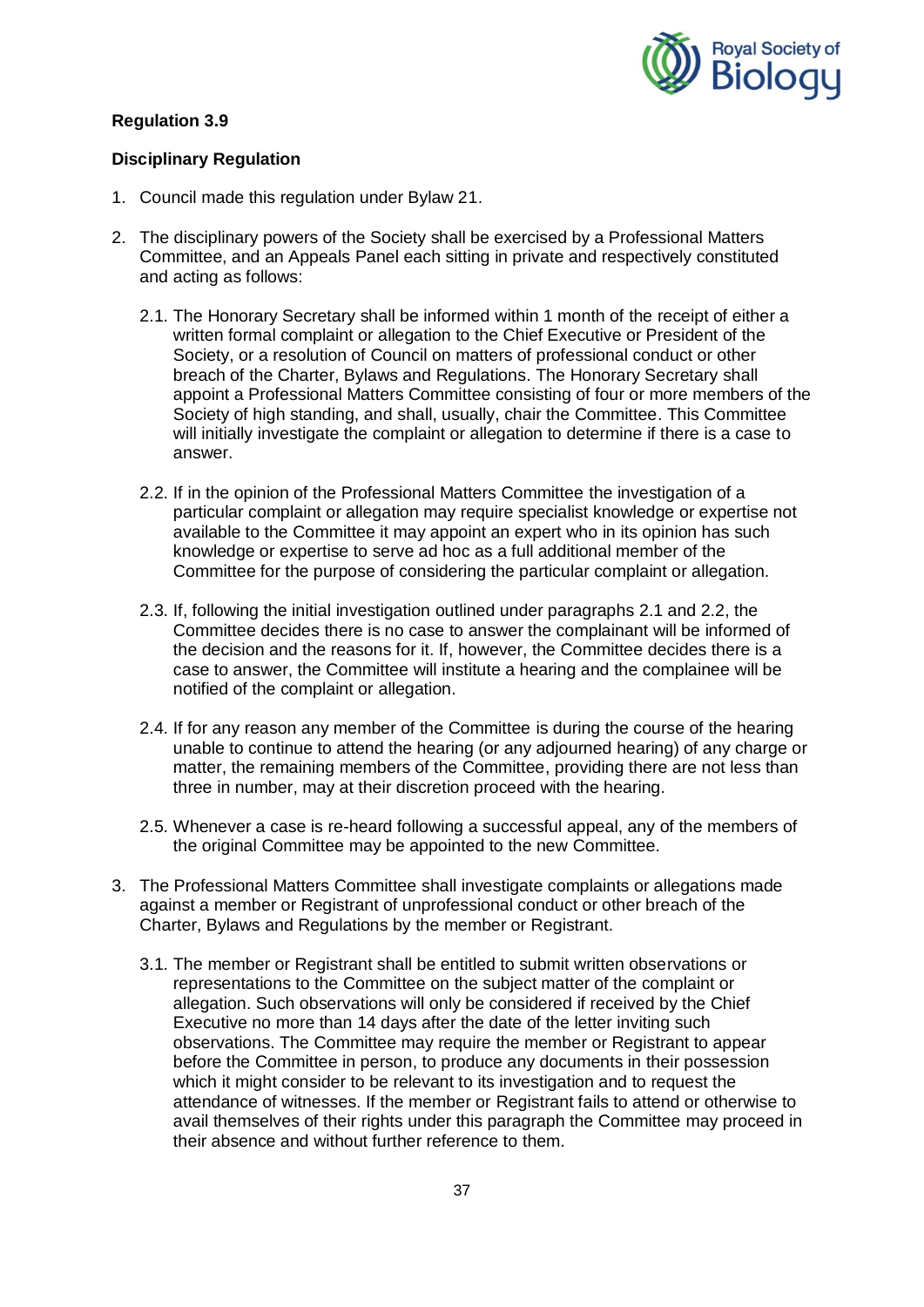**Regulation 3.9**

**Disciplinary Regulation**

1. Council made this regulation under Bylaw 21.

2. The disciplinary powers of the Society shall be exercised by a Professional Matters Committee, and an Appeals Panel each sitting in private and respectively constituted and acting as follows:

   2.1. The Honorary Secretary shall be informed within 1 month of the receipt of either a written formal complaint or allegation to the Chief Executive or President of the Society, or a resolution of Council on matters of professional conduct or other breach of the Charter, Bylaws and Regulations. The Honorary Secretary shall appoint a Professional Matters Committee consisting of four or more members of the Society of high standing, and shall, usually, chair the Committee. This Committee will initially investigate the complaint or allegation to determine if there is a case to answer.

   2.2. If in the opinion of the Professional Matters Committee the investigation of a particular complaint or allegation may require specialist knowledge or expertise not available to the Committee it may appoint an expert who in its opinion has such knowledge or expertise to serve ad hoc as a full additional member of the Committee for the purpose of considering the particular complaint or allegation.

   2.3. If, following the initial investigation outlined under paragraphs 2.1 and 2.2, the Committee decides there is no case to answer the complainant will be informed of the decision and the reasons for it. If, however, the Committee decides there is a case to answer, the Committee will institute a hearing and the complainee will be notified of the complaint or allegation.

   2.4. If for any reason any member of the Committee is during the course of the hearing unable to continue to attend the hearing (or any adjourned hearing) of any charge or matter, the remaining members of the Committee, providing there are not less than three in number, may at their discretion proceed with the hearing.

   2.5. Whenever a case is re-heard following a successful appeal, any of the members of the original Committee may be appointed to the new Committee.

3. The Professional Matters Committee shall investigate complaints or allegations made against a member or Registrant of unprofessional conduct or other breach of the Charter, Bylaws and Regulations by the member or Registrant.

   3.1. The member or Registrant shall be entitled to submit written observations or representations to the Committee on the subject matter of the complaint or allegation. Such observations will only be considered if received by the Chief Executive no more than 14 days after the date of the letter inviting such observations. The Committee may require the member or Registrant to appear before the Committee in person, to produce any documents in their possession which it might consider to be relevant to its investigation and to request the attendance of witnesses. If the member or Registrant fails to attend or otherwise to avail themselves of their rights under this paragraph the Committee may proceed in their absence and without further reference to them.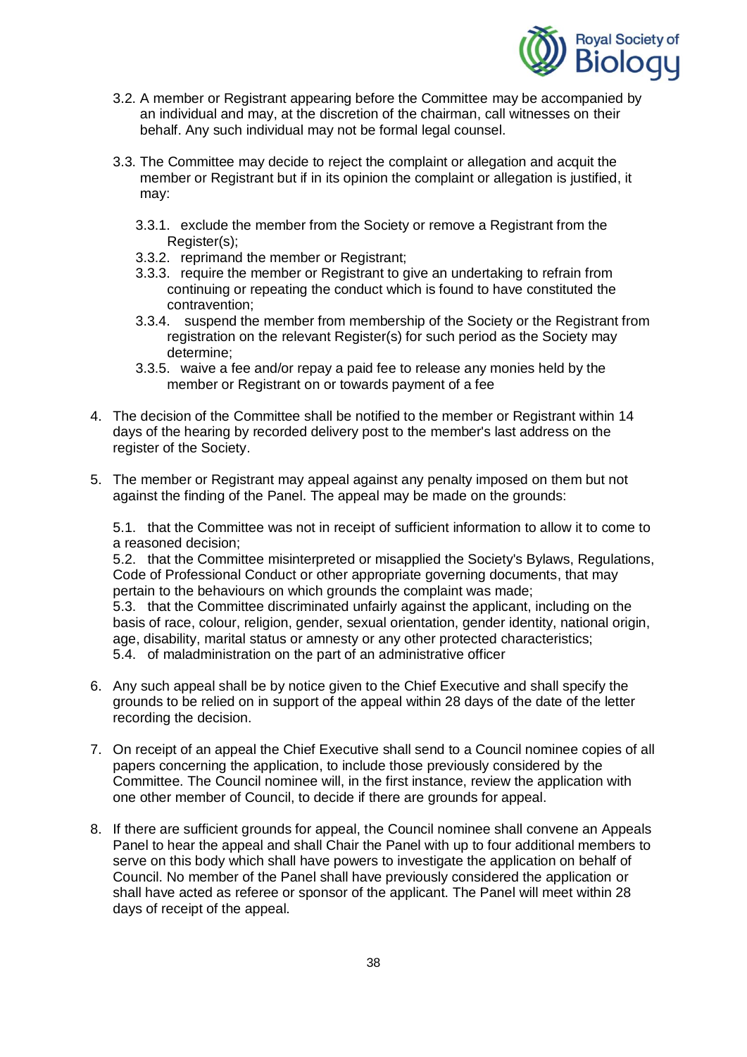3.2. A member or Registrant appearing before the Committee may be accompanied by an individual and may, at the discretion of the chairman, call witnesses on their behalf. Any such individual may not be formal legal counsel.

3.3. The Committee may decide to reject the complaint or allegation and acquit the member or Registrant but if in its opinion the complaint or allegation is justified, it may:

3.3.1. exclude the member from the Society or remove a Registrant from the Register(s);
3.3.2. reprimand the member or Registrant;
3.3.3. require the member or Registrant to give an undertaking to refrain from continuing or repeating the conduct which is found to have constituted the contravention;
3.3.4. suspend the member from membership of the Society or the Registrant from registration on the relevant Register(s) for such period as the Society may determine;
3.3.5. waive a fee and/or repay a paid fee to release any monies held by the member or Registrant on or towards payment of a fee

4. The decision of the Committee shall be notified to the member or Registrant within 14 days of the hearing by recorded delivery post to the member's last address on the register of the Society.

5. The member or Registrant may appeal against any penalty imposed on them but not against the finding of the Panel. The appeal may be made on the grounds:

5.1. that the Committee was not in receipt of sufficient information to allow it to come to a reasoned decision;
5.2. that the Committee misinterpreted or misapplied the Society's Bylaws, Regulations, Code of Professional Conduct or other appropriate governing documents, that may pertain to the behaviours on which grounds the complaint was made;
5.3. that the Committee discriminated unfairly against the applicant, including on the basis of race, colour, religion, gender, sexual orientation, gender identity, national origin, age, disability, marital status or amnesty or any other protected characteristics;
5.4. of maladministration on the part of an administrative officer

6. Any such appeal shall be by notice given to the Chief Executive and shall specify the grounds to be relied on in support of the appeal within 28 days of the date of the letter recording the decision.

7. On receipt of an appeal the Chief Executive shall send to a Council nominee copies of all papers concerning the application, to include those previously considered by the Committee. The Council nominee will, in the first instance, review the application with one other member of Council, to decide if there are grounds for appeal.

8. If there are sufficient grounds for appeal, the Council nominee shall convene an Appeals Panel to hear the appeal and shall Chair the Panel with up to four additional members to serve on this body which shall have powers to investigate the application on behalf of Council. No member of the Panel shall have previously considered the application or shall have acted as referee or sponsor of the applicant. The Panel will meet within 28 days of receipt of the appeal.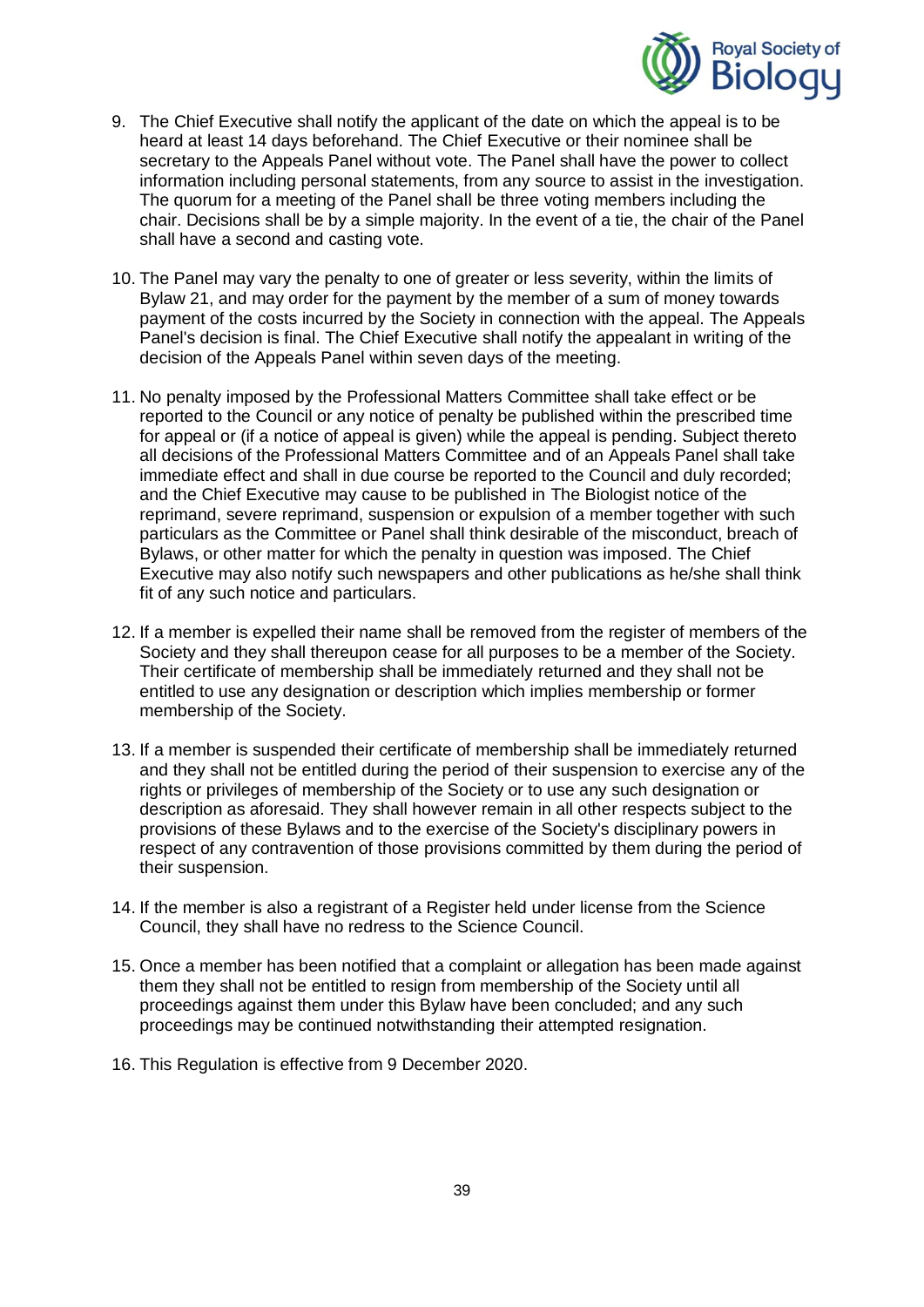9. The Chief Executive shall notify the applicant of the date on which the appeal is to be heard at least 14 days beforehand. The Chief Executive or their nominee shall be secretary to the Appeals Panel without vote. The Panel shall have the power to collect information including personal statements, from any source to assist in the investigation. The quorum for a meeting of the Panel shall be three voting members including the chair. Decisions shall be by a simple majority. In the event of a tie, the chair of the Panel shall have a second and casting vote.

10. The Panel may vary the penalty to one of greater or less severity, within the limits of Bylaw 21, and may order for the payment by the member of a sum of money towards payment of the costs incurred by the Society in connection with the appeal. The Appeals Panel's decision is final. The Chief Executive shall notify the appealant in writing of the decision of the Appeals Panel within seven days of the meeting.

11. No penalty imposed by the Professional Matters Committee shall take effect or be reported to the Council or any notice of penalty be published within the prescribed time for appeal or (if a notice of appeal is given) while the appeal is pending. Subject thereto all decisions of the Professional Matters Committee and of an Appeals Panel shall take immediate effect and shall in due course be reported to the Council and duly recorded; and the Chief Executive may cause to be published in The Biologist notice of the reprimand, severe reprimand, suspension or expulsion of a member together with such particulars as the Committee or Panel shall think desirable of the misconduct, breach of Bylaws, or other matter for which the penalty in question was imposed. The Chief Executive may also notify such newspapers and other publications as he/she shall think fit of any such notice and particulars.

12. If a member is expelled their name shall be removed from the register of members of the Society and they shall thereupon cease for all purposes to be a member of the Society. Their certificate of membership shall be immediately returned and they shall not be entitled to use any designation or description which implies membership or former membership of the Society.

13. If a member is suspended their certificate of membership shall be immediately returned and they shall not be entitled during the period of their suspension to exercise any of the rights or privileges of membership of the Society or to use any such designation or description as aforesaid. They shall however remain in all other respects subject to the provisions of these Bylaws and to the exercise of the Society's disciplinary powers in respect of any contravention of those provisions committed by them during the period of their suspension.

14. If the member is also a registrant of a Register held under license from the Science Council, they shall have no redress to the Science Council.

15. Once a member has been notified that a complaint or allegation has been made against them they shall not be entitled to resign from membership of the Society until all proceedings against them under this Bylaw have been concluded; and any such proceedings may be continued notwithstanding their attempted resignation.

16. This Regulation is effective from 9 December 2020.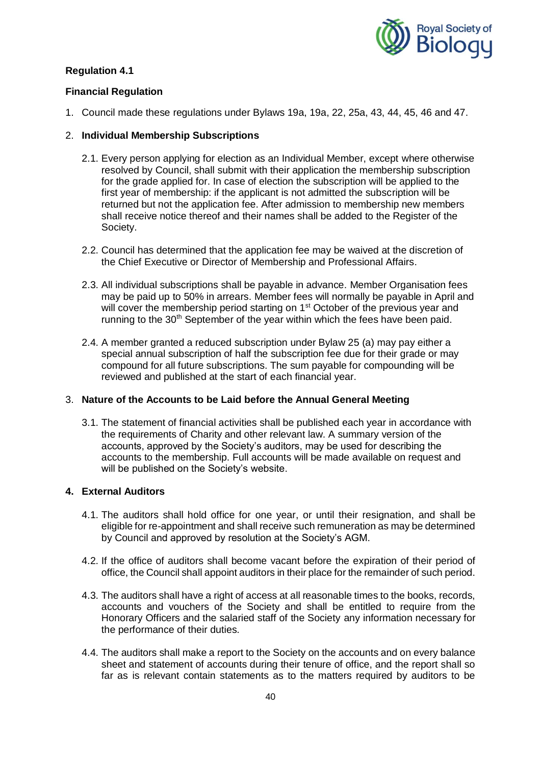**Regulation 4.1**

**Financial Regulation**

1. Council made these regulations under Bylaws 19a, 19a, 22, 25a, 43, 44, 45, 46 and 47.

2. **Individual Membership Subscriptions**

   2.1. Every person applying for election as an Individual Member, except where otherwise resolved by Council, shall submit with their application the membership subscription for the grade applied for. In case of election the subscription will be applied to the first year of membership: if the applicant is not admitted the subscription will be returned but not the application fee. After admission to membership new members shall receive notice thereof and their names shall be added to the Register of the Society.

   2.2. Council has determined that the application fee may be waived at the discretion of the Chief Executive or Director of Membership and Professional Affairs.

   2.3. All individual subscriptions shall be payable in advance. Member Organisation fees may be paid up to 50% in arrears. Member fees will normally be payable in April and will cover the membership period starting on 1st October of the previous year and running to the 30th September of the year within which the fees have been paid.

   2.4. A member granted a reduced subscription under Bylaw 25 (a) may pay either a special annual subscription of half the subscription fee due for their grade or may compound for all future subscriptions. The sum payable for compounding will be reviewed and published at the start of each financial year.

3. **Nature of the Accounts to be Laid before the Annual General Meeting**

   3.1. The statement of financial activities shall be published each year in accordance with the requirements of Charity and other relevant law. A summary version of the accounts, approved by the Society's auditors, may be used for describing the accounts to the membership. Full accounts will be made available on request and will be published on the Society's website.

4. **External Auditors**

   4.1. The auditors shall hold office for one year, or until their resignation, and shall be eligible for re-appointment and shall receive such remuneration as may be determined by Council and approved by resolution at the Society's AGM.

   4.2. If the office of auditors shall become vacant before the expiration of their period of office, the Council shall appoint auditors in their place for the remainder of such period.

   4.3. The auditors shall have a right of access at all reasonable times to the books, records, accounts and vouchers of the Society and shall be entitled to require from the Honorary Officers and the salaried staff of the Society any information necessary for the performance of their duties.

   4.4. The auditors shall make a report to the Society on the accounts and on every balance sheet and statement of accounts during their tenure of office, and the report shall so far as is relevant contain statements as to the matters required by auditors to be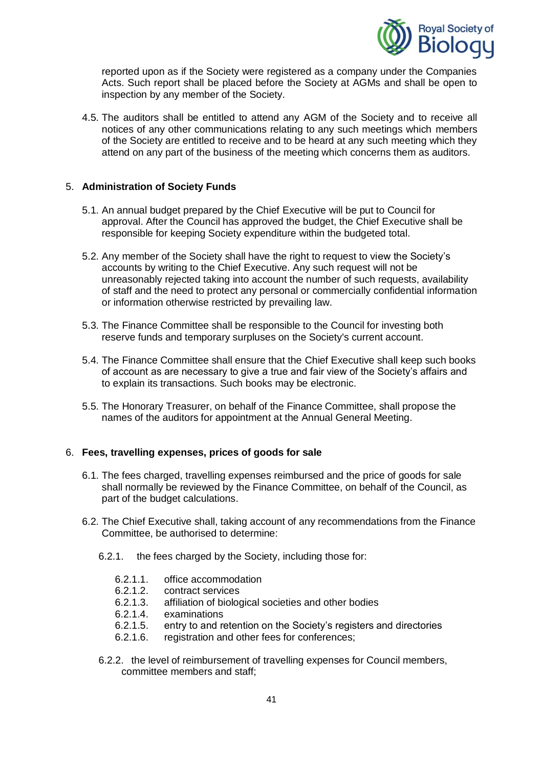reported upon as if the Society were registered as a company under the Companies Acts. Such report shall be placed before the Society at AGMs and shall be open to inspection by any member of the Society.

4.5. The auditors shall be entitled to attend any AGM of the Society and to receive all notices of any other communications relating to any such meetings which members of the Society are entitled to receive and to be heard at any such meeting which they attend on any part of the business of the meeting which concerns them as auditors.

5. **Administration of Society Funds**

5.1. An annual budget prepared by the Chief Executive will be put to Council for approval. After the Council has approved the budget, the Chief Executive shall be responsible for keeping Society expenditure within the budgeted total.

5.2. Any member of the Society shall have the right to request to view the Society's accounts by writing to the Chief Executive. Any such request will not be unreasonably rejected taking into account the number of such requests, availability of staff and the need to protect any personal or commercially confidential information or information otherwise restricted by prevailing law.

5.3. The Finance Committee shall be responsible to the Council for investing both reserve funds and temporary surpluses on the Society's current account.

5.4. The Finance Committee shall ensure that the Chief Executive shall keep such books of account as are necessary to give a true and fair view of the Society's affairs and to explain its transactions. Such books may be electronic.

5.5. The Honorary Treasurer, on behalf of the Finance Committee, shall propose the names of the auditors for appointment at the Annual General Meeting.

6. **Fees, travelling expenses, prices of goods for sale**

6.1. The fees charged, travelling expenses reimbursed and the price of goods for sale shall normally be reviewed by the Finance Committee, on behalf of the Council, as part of the budget calculations.

6.2. The Chief Executive shall, taking account of any recommendations from the Finance Committee, be authorised to determine:

6.2.1. the fees charged by the Society, including those for:

6.2.1.1. office accommodation
6.2.1.2. contract services
6.2.1.3. affiliation of biological societies and other bodies
6.2.1.4. examinations
6.2.1.5. entry to and retention on the Society's registers and directories
6.2.1.6. registration and other fees for conferences;

6.2.2. the level of reimbursement of travelling expenses for Council members, committee members and staff;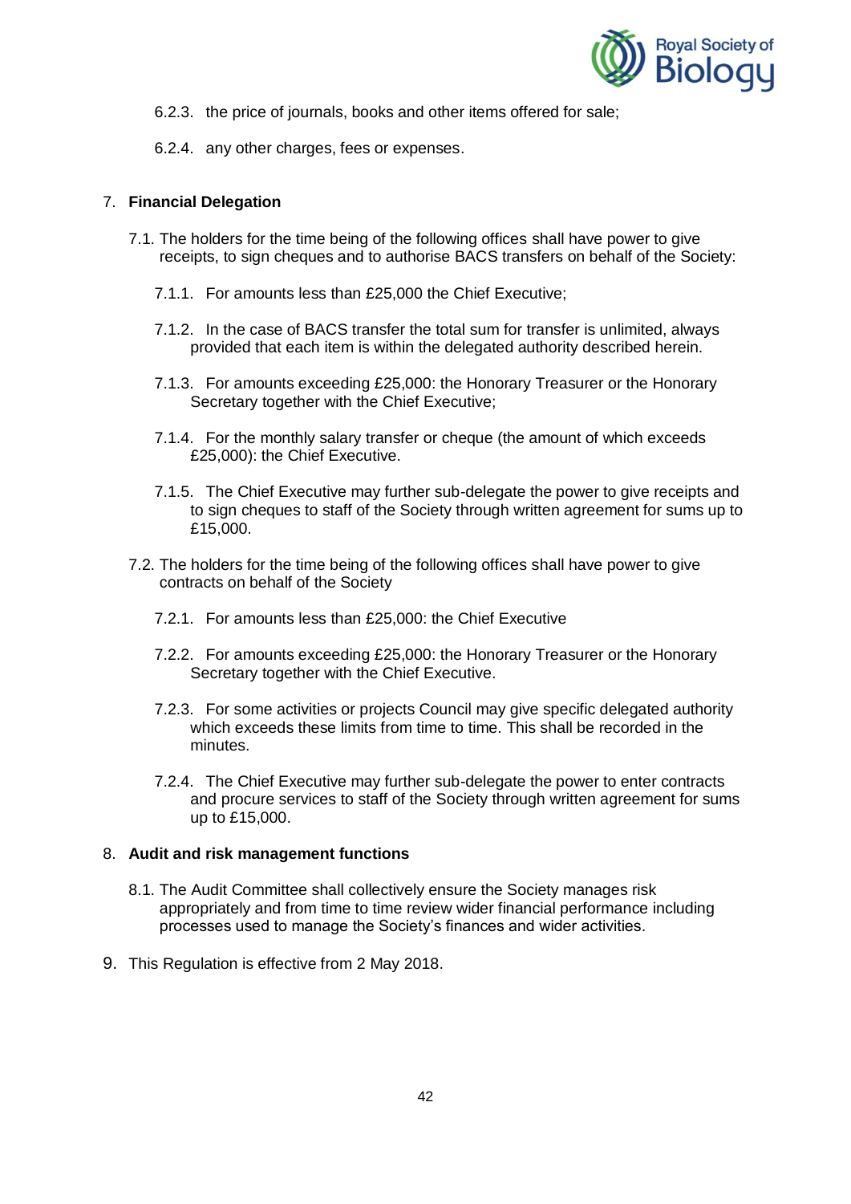6.2.3. the price of journals, books and other items offered for sale;

6.2.4. any other charges, fees or expenses.

7. **Financial Delegation**

7.1. The holders for the time being of the following offices shall have power to give receipts, to sign cheques and to authorise BACS transfers on behalf of the Society:

7.1.1. For amounts less than £25,000 the Chief Executive;

7.1.2. In the case of BACS transfer the total sum for transfer is unlimited, always provided that each item is within the delegated authority described herein.

7.1.3. For amounts exceeding £25,000: the Honorary Treasurer or the Honorary Secretary together with the Chief Executive;

7.1.4. For the monthly salary transfer or cheque (the amount of which exceeds £25,000): the Chief Executive.

7.1.5. The Chief Executive may further sub-delegate the power to give receipts and to sign cheques to staff of the Society through written agreement for sums up to £15,000.

7.2. The holders for the time being of the following offices shall have power to give contracts on behalf of the Society

7.2.1. For amounts less than £25,000: the Chief Executive

7.2.2. For amounts exceeding £25,000: the Honorary Treasurer or the Honorary Secretary together with the Chief Executive.

7.2.3. For some activities or projects Council may give specific delegated authority which exceeds these limits from time to time. This shall be recorded in the minutes.

7.2.4. The Chief Executive may further sub-delegate the power to enter contracts and procure services to staff of the Society through written agreement for sums up to £15,000.

8. **Audit and risk management functions**

8.1. The Audit Committee shall collectively ensure the Society manages risk appropriately and from time to time review wider financial performance including processes used to manage the Society's finances and wider activities.

9. This Regulation is effective from 2 May 2018.